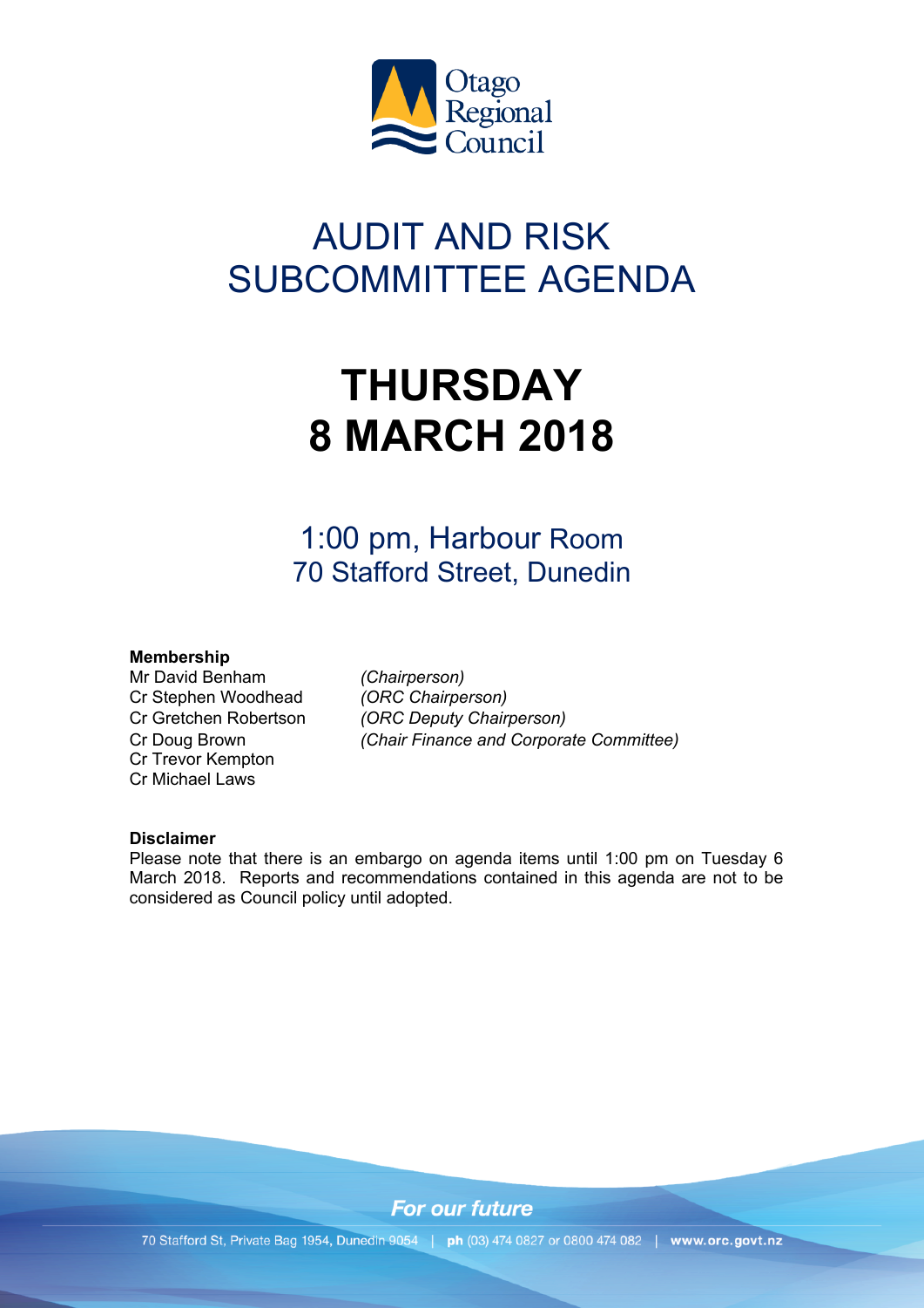Otago Regional Council

# AUDIT AND RISK SUBCOMMITTEE AGENDA

# THURSDAY 8 MARCH 2018

1:00 pm, Harbour Room
70 Stafford Street, Dunedin

**Membership**

| | |
|---|---|
| Mr David Benham | *(Chairperson)* |
| Cr Stephen Woodhead | *(ORC Chairperson)* |
| Cr Gretchen Robertson | *(ORC Deputy Chairperson)* |
| Cr Doug Brown | *(Chair Finance and Corporate Committee)* |
| Cr Trevor Kempton | |
| Cr Michael Laws | |

**Disclaimer**
Please note that there is an embargo on agenda items until 1:00 pm on Tuesday 6 March 2018. Reports and recommendations contained in this agenda are not to be considered as Council policy until adopted.

*For our future*

70 Stafford St, Private Bag 1954, Dunedin 9054 | **ph** (03) 474 0827 or 0800 474 082 | **www.orc.govt.nz**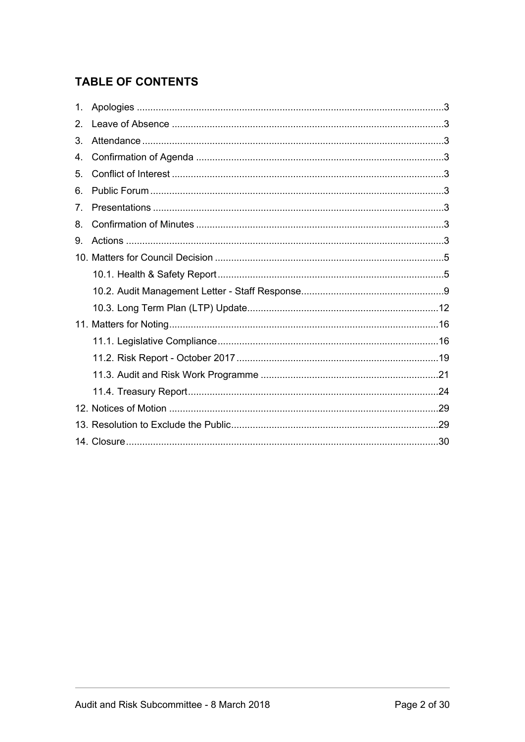## TABLE OF CONTENTS

1. Apologies ....................................................................................................3
2. Leave of Absence ........................................................................................3
3. Attendance ...................................................................................................3
4. Confirmation of Agenda ...............................................................................3
5. Conflict of Interest .......................................................................................3
6. Public Forum ................................................................................................3
7. Presentations ...............................................................................................3
8. Confirmation of Minutes ...............................................................................3
9. Actions .........................................................................................................3
10. Matters for Council Decision .......................................................................5
    - 10.1. Health & Safety Report ......................................................................5
    - 10.2. Audit Management Letter - Staff Response .......................................9
    - 10.3. Long Term Plan (LTP) Update ..........................................................12
11. Matters for Noting .......................................................................................16
    - 11.1. Legislative Compliance .....................................................................16
    - 11.2. Risk Report - October 2017 ..............................................................19
    - 11.3. Audit and Risk Work Programme ......................................................21
    - 11.4. Treasury Report ................................................................................24
12. Notices of Motion .........................................................................................29
13. Resolution to Exclude the Public ................................................................29
14. Closure ........................................................................................................30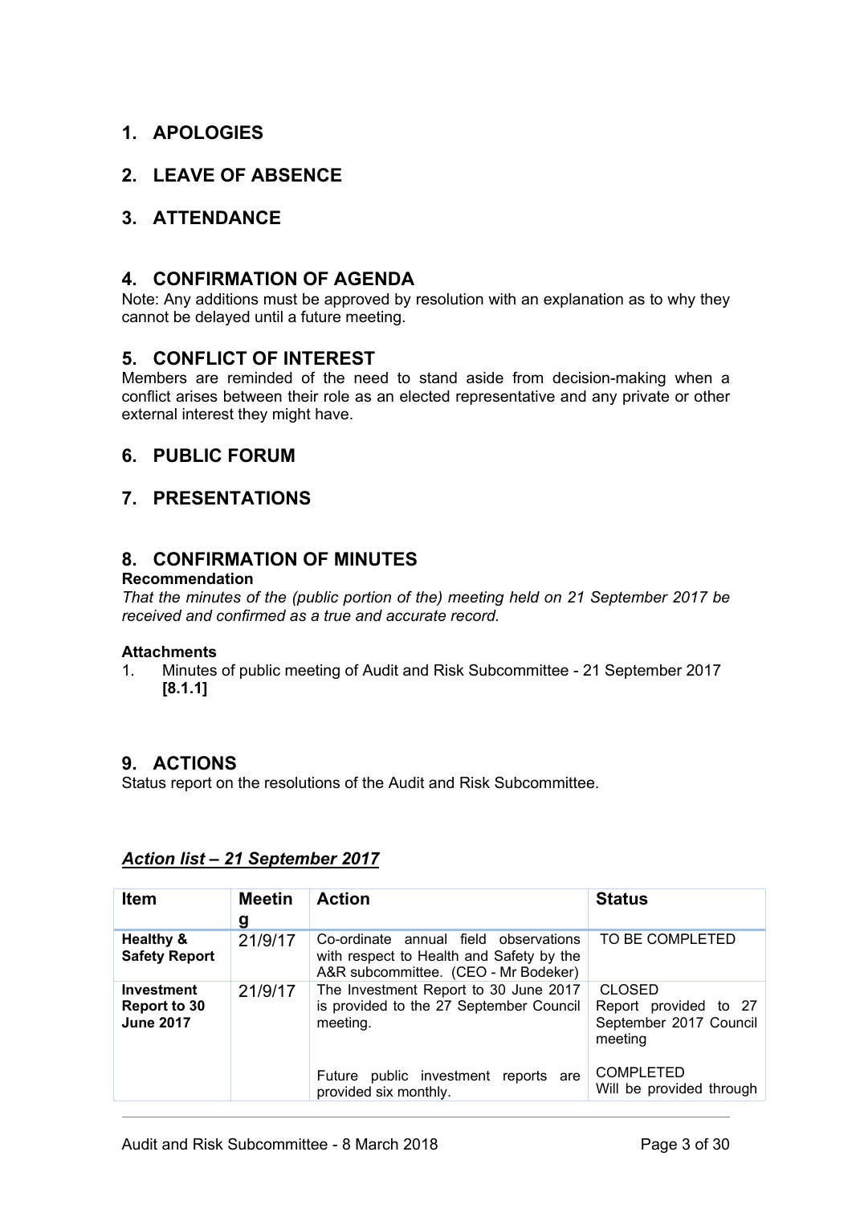## 1. APOLOGIES

## 2. LEAVE OF ABSENCE

## 3. ATTENDANCE

## 4. CONFIRMATION OF AGENDA

Note: Any additions must be approved by resolution with an explanation as to why they cannot be delayed until a future meeting.

## 5. CONFLICT OF INTEREST

Members are reminded of the need to stand aside from decision-making when a conflict arises between their role as an elected representative and any private or other external interest they might have.

## 6. PUBLIC FORUM

## 7. PRESENTATIONS

## 8. CONFIRMATION OF MINUTES

**Recommendation**

*That the minutes of the (public portion of the) meeting held on 21 September 2017 be received and confirmed as a true and accurate record.*

**Attachments**

1. Minutes of public meeting of Audit and Risk Subcommittee - 21 September 2017 **[8.1.1]**

## 9. ACTIONS

Status report on the resolutions of the Audit and Risk Subcommittee.

***Action list – 21 September 2017***

| Item | Meeting | Action | Status |
|---|---|---|---|
| **Healthy & Safety Report** | 21/9/17 | Co-ordinate annual field observations with respect to Health and Safety by the A&R subcommittee. (CEO - Mr Bodeker) | TO BE COMPLETED |
| **Investment Report to 30 June 2017** | 21/9/17 | The Investment Report to 30 June 2017 is provided to the 27 September Council meeting.<br><br>Future public investment reports are provided six monthly. | CLOSED<br>Report provided to 27 September 2017 Council meeting<br><br>COMPLETED<br>Will be provided through |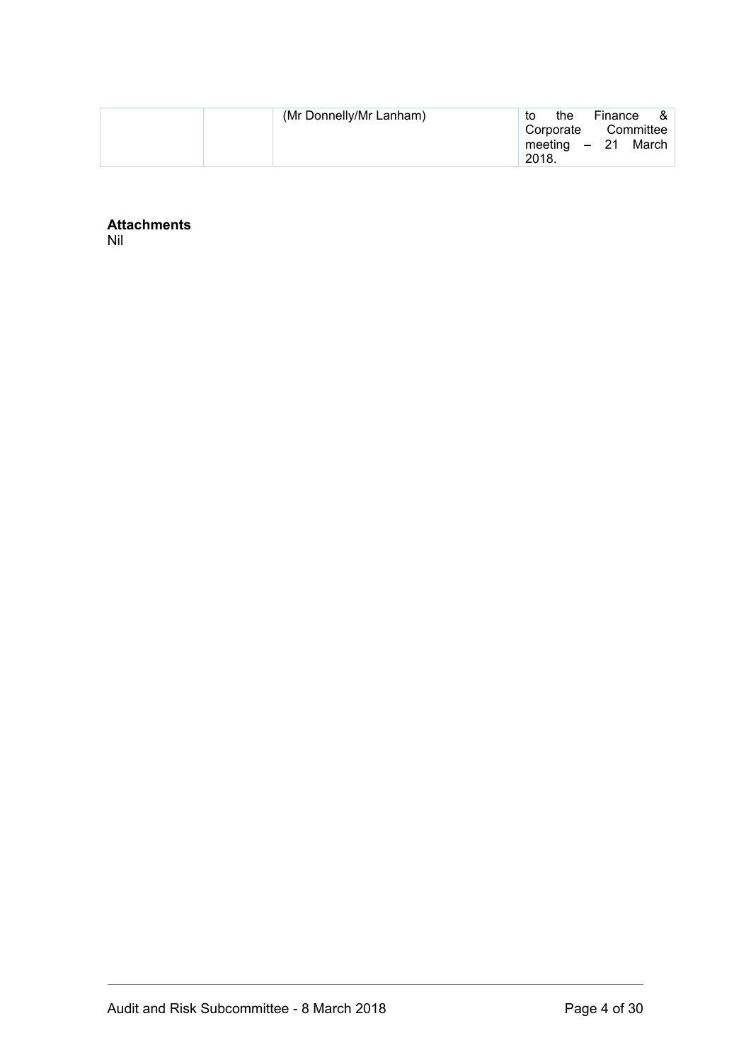| | | (Mr Donnelly/Mr Lanham) | to the Finance & Corporate Committee meeting – 21 March 2018. |
|---|---|---|---|

**Attachments**
Nil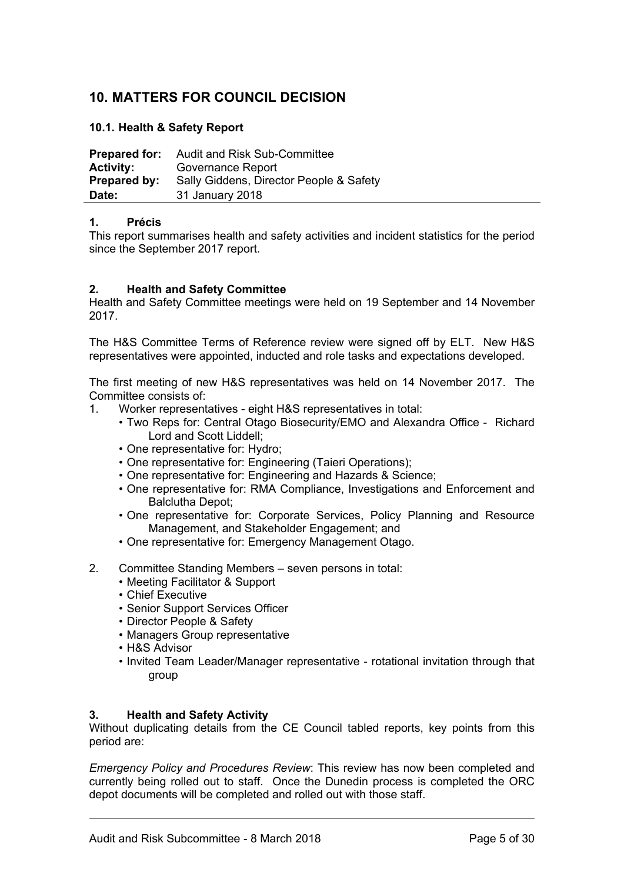# 10. MATTERS FOR COUNCIL DECISION

## 10.1. Health & Safety Report

**Prepared for:** Audit and Risk Sub-Committee
**Activity:** Governance Report
**Prepared by:** Sally Giddens, Director People & Safety
**Date:** 31 January 2018

### 1. Précis

This report summarises health and safety activities and incident statistics for the period since the September 2017 report.

### 2. Health and Safety Committee

Health and Safety Committee meetings were held on 19 September and 14 November 2017.

The H&S Committee Terms of Reference review were signed off by ELT. New H&S representatives were appointed, inducted and role tasks and expectations developed.

The first meeting of new H&S representatives was held on 14 November 2017. The Committee consists of:

1. Worker representatives - eight H&S representatives in total:
   - Two Reps for: Central Otago Biosecurity/EMO and Alexandra Office - Richard Lord and Scott Liddell;
   - One representative for: Hydro;
   - One representative for: Engineering (Taieri Operations);
   - One representative for: Engineering and Hazards & Science;
   - One representative for: RMA Compliance, Investigations and Enforcement and Balclutha Depot;
   - One representative for: Corporate Services, Policy Planning and Resource Management, and Stakeholder Engagement; and
   - One representative for: Emergency Management Otago.
2. Committee Standing Members – seven persons in total:
   - Meeting Facilitator & Support
   - Chief Executive
   - Senior Support Services Officer
   - Director People & Safety
   - Managers Group representative
   - H&S Advisor
   - Invited Team Leader/Manager representative - rotational invitation through that group

### 3. Health and Safety Activity

Without duplicating details from the CE Council tabled reports, key points from this period are:

*Emergency Policy and Procedures Review*: This review has now been completed and currently being rolled out to staff. Once the Dunedin process is completed the ORC depot documents will be completed and rolled out with those staff.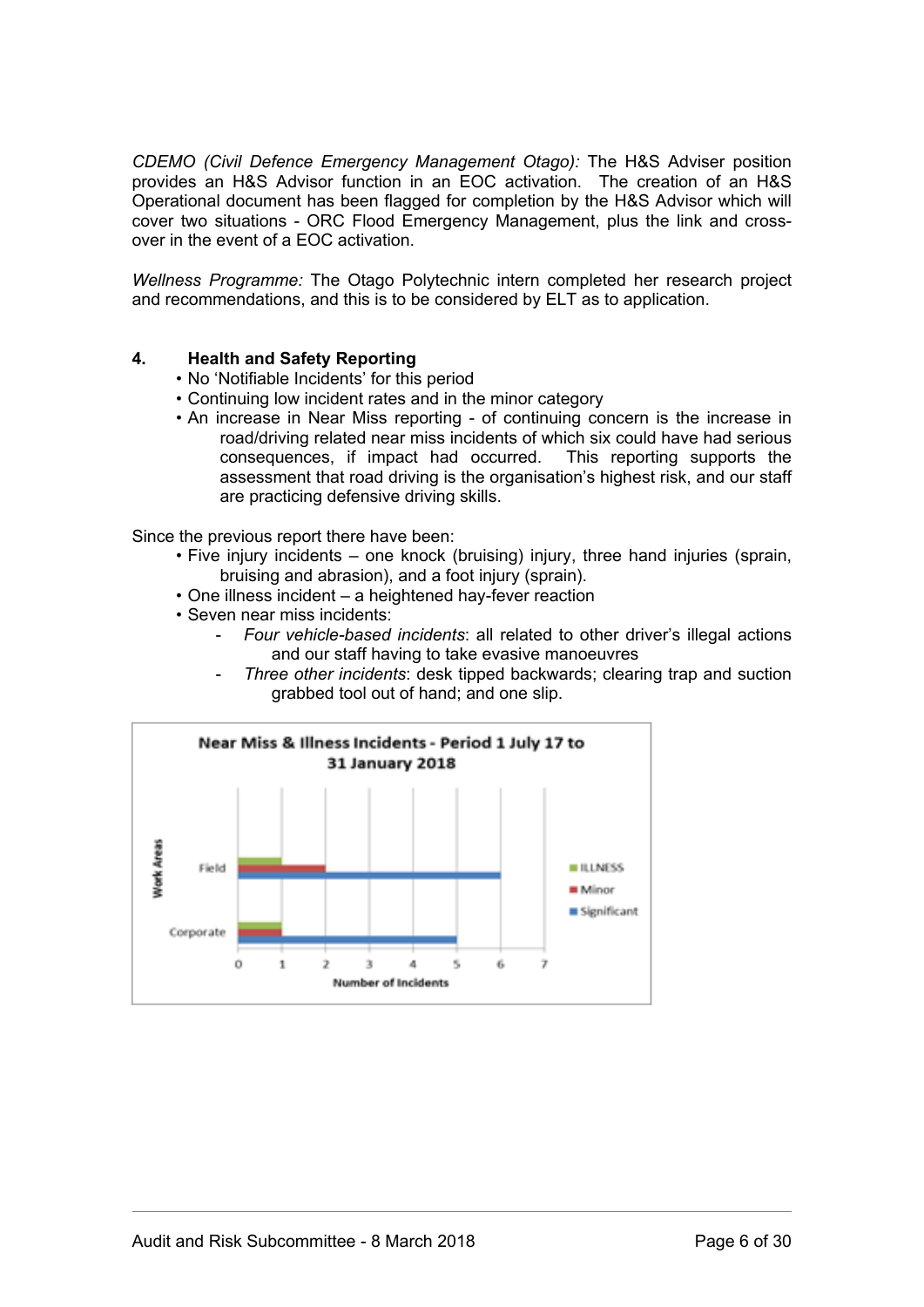*CDEMO (Civil Defence Emergency Management Otago):* The H&S Adviser position provides an H&S Advisor function in an EOC activation. The creation of an H&S Operational document has been flagged for completion by the H&S Advisor which will cover two situations - ORC Flood Emergency Management, plus the link and cross-over in the event of a EOC activation.

*Wellness Programme:* The Otago Polytechnic intern completed her research project and recommendations, and this is to be considered by ELT as to application.

## 4. Health and Safety Reporting

- No 'Notifiable Incidents' for this period
- Continuing low incident rates and in the minor category
- An increase in Near Miss reporting - of continuing concern is the increase in road/driving related near miss incidents of which six could have had serious consequences, if impact had occurred. This reporting supports the assessment that road driving is the organisation's highest risk, and our staff are practicing defensive driving skills.

Since the previous report there have been:

- Five injury incidents – one knock (bruising) injury, three hand injuries (sprain, bruising and abrasion), and a foot injury (sprain).
- One illness incident – a heightened hay-fever reaction
- Seven near miss incidents:
  - *Four vehicle-based incidents*: all related to other driver's illegal actions and our staff having to take evasive manoeuvres
  - *Three other incidents*: desk tipped backwards; clearing trap and suction grabbed tool out of hand; and one slip.

**Near Miss & Illness Incidents - Period 1 July 17 to 31 January 2018**

| Work Areas | ILLNESS | Minor | Significant |
|---|---|---|---|
| Field | 1 | 2 | 6 |
| Corporate | 1 | 1 | 5 |

Number of Incidents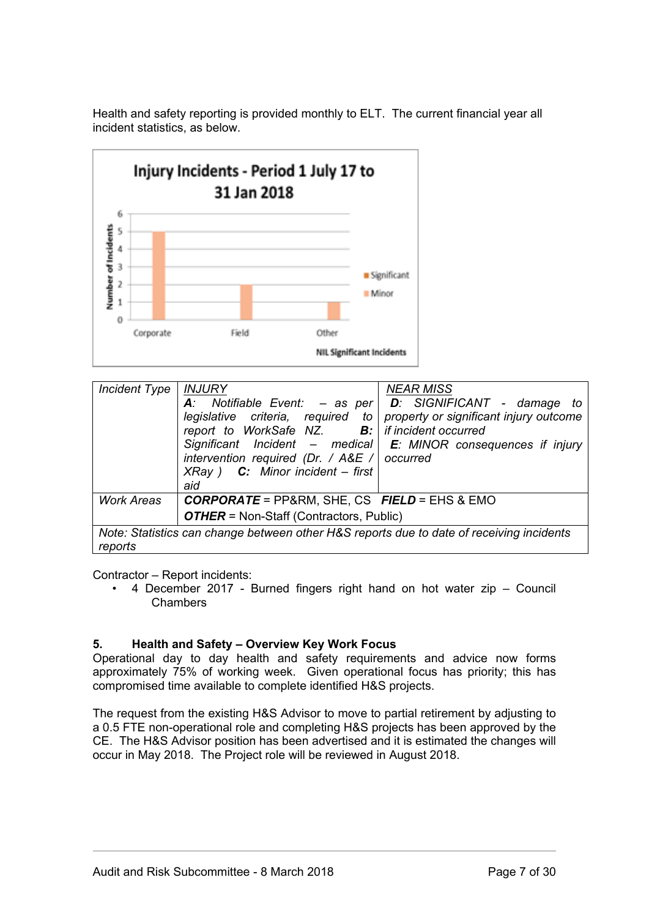Health and safety reporting is provided monthly to ELT. The current financial year all incident statistics, as below.

**Injury Incidents - Period 1 July 17 to 31 Jan 2018**

| Work Area | Significant | Minor |
|---|---|---|
| Corporate | 0 | 5 |
| Field | 0 | 2 |
| Other | 0 | 1 |

NIL Significant Incidents

| Incident Type | *INJURY*<br>***A**: Notifiable Event: – as per legislative criteria, required to report to WorkSafe NZ.* ***B:** Significant Incident – medical intervention required (Dr. / A&E / XRay )* ***C:** Minor incident – first aid* | *NEAR MISS*<br>***D**: SIGNIFICANT - damage to property or significant injury outcome if incident occurred*<br>***E**: MINOR consequences if injury occurred* |
|---|---|---|
| *Work Areas* | ***CORPORATE*** = PP&RM, SHE, CS ***FIELD*** = EHS & EMO<br>***OTHER*** = Non-Staff (Contractors, Public) | |
| *Note: Statistics can change between other H&S reports due to date of receiving incidents reports* | | |

Contractor – Report incidents:

- 4 December 2017 - Burned fingers right hand on hot water zip – Council Chambers

### 5. Health and Safety – Overview Key Work Focus

Operational day to day health and safety requirements and advice now forms approximately 75% of working week. Given operational focus has priority; this has compromised time available to complete identified H&S projects.

The request from the existing H&S Advisor to move to partial retirement by adjusting to a 0.5 FTE non-operational role and completing H&S projects has been approved by the CE. The H&S Advisor position has been advertised and it is estimated the changes will occur in May 2018. The Project role will be reviewed in August 2018.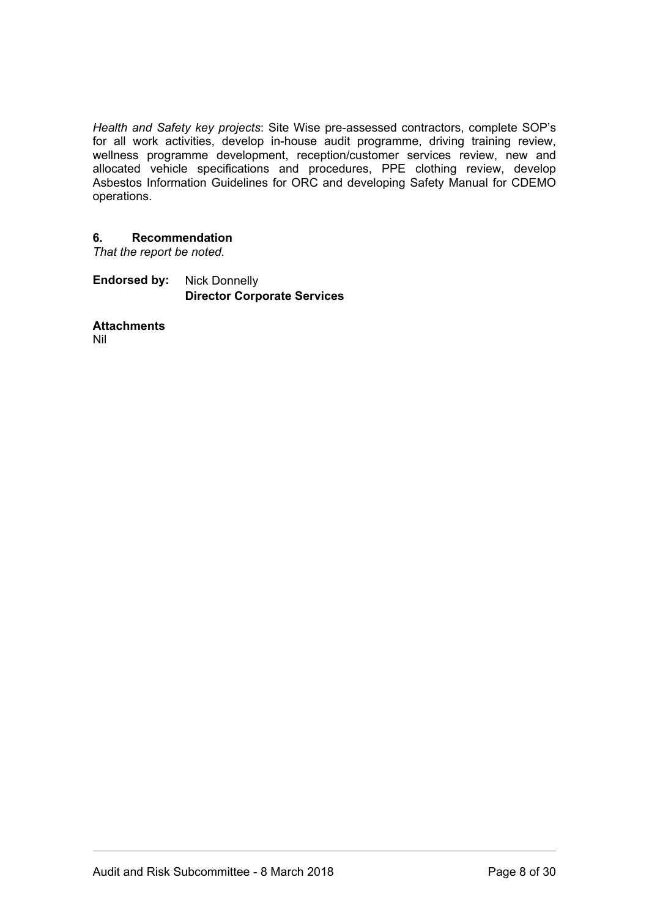*Health and Safety key projects*: Site Wise pre-assessed contractors, complete SOP's for all work activities, develop in-house audit programme, driving training review, wellness programme development, reception/customer services review, new and allocated vehicle specifications and procedures, PPE clothing review, develop Asbestos Information Guidelines for ORC and developing Safety Manual for CDEMO operations.

### 6. Recommendation

*That the report be noted.*

**Endorsed by:** Nick Donnelly
**Director Corporate Services**

**Attachments**

Nil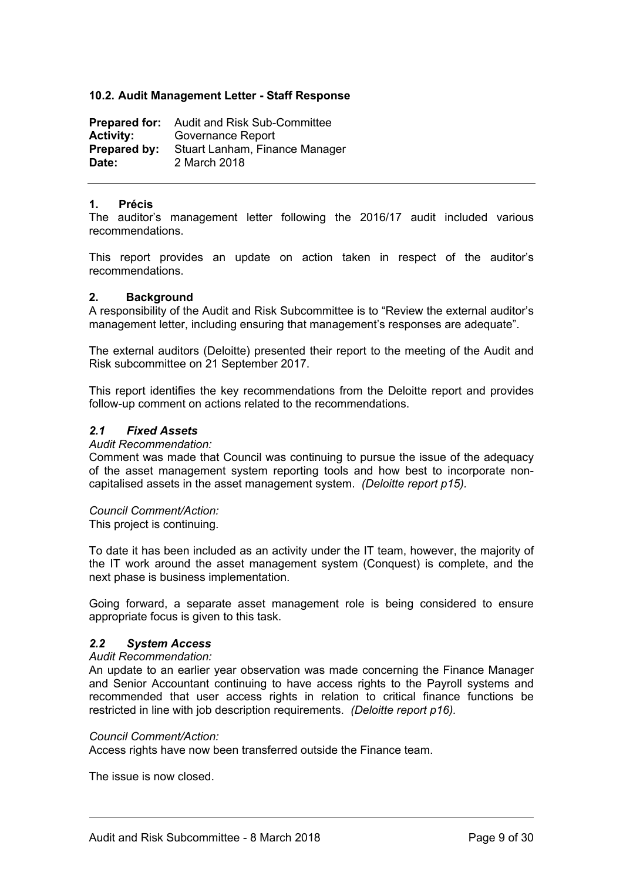### 10.2. Audit Management Letter - Staff Response

**Prepared for:** Audit and Risk Sub-Committee
**Activity:** Governance Report
**Prepared by:** Stuart Lanham, Finance Manager
**Date:** 2 March 2018

---

#### 1. Précis

The auditor's management letter following the 2016/17 audit included various recommendations.

This report provides an update on action taken in respect of the auditor's recommendations.

#### 2. Background

A responsibility of the Audit and Risk Subcommittee is to "Review the external auditor's management letter, including ensuring that management's responses are adequate".

The external auditors (Deloitte) presented their report to the meeting of the Audit and Risk subcommittee on 21 September 2017.

This report identifies the key recommendations from the Deloitte report and provides follow-up comment on actions related to the recommendations.

#### *2.1 Fixed Assets*

*Audit Recommendation:*

Comment was made that Council was continuing to pursue the issue of the adequacy of the asset management system reporting tools and how best to incorporate non-capitalised assets in the asset management system. *(Deloitte report p15).*

*Council Comment/Action:*

This project is continuing.

To date it has been included as an activity under the IT team, however, the majority of the IT work around the asset management system (Conquest) is complete, and the next phase is business implementation.

Going forward, a separate asset management role is being considered to ensure appropriate focus is given to this task.

#### *2.2 System Access*

*Audit Recommendation:*

An update to an earlier year observation was made concerning the Finance Manager and Senior Accountant continuing to have access rights to the Payroll systems and recommended that user access rights in relation to critical finance functions be restricted in line with job description requirements. *(Deloitte report p16).*

*Council Comment/Action:*

Access rights have now been transferred outside the Finance team.

The issue is now closed.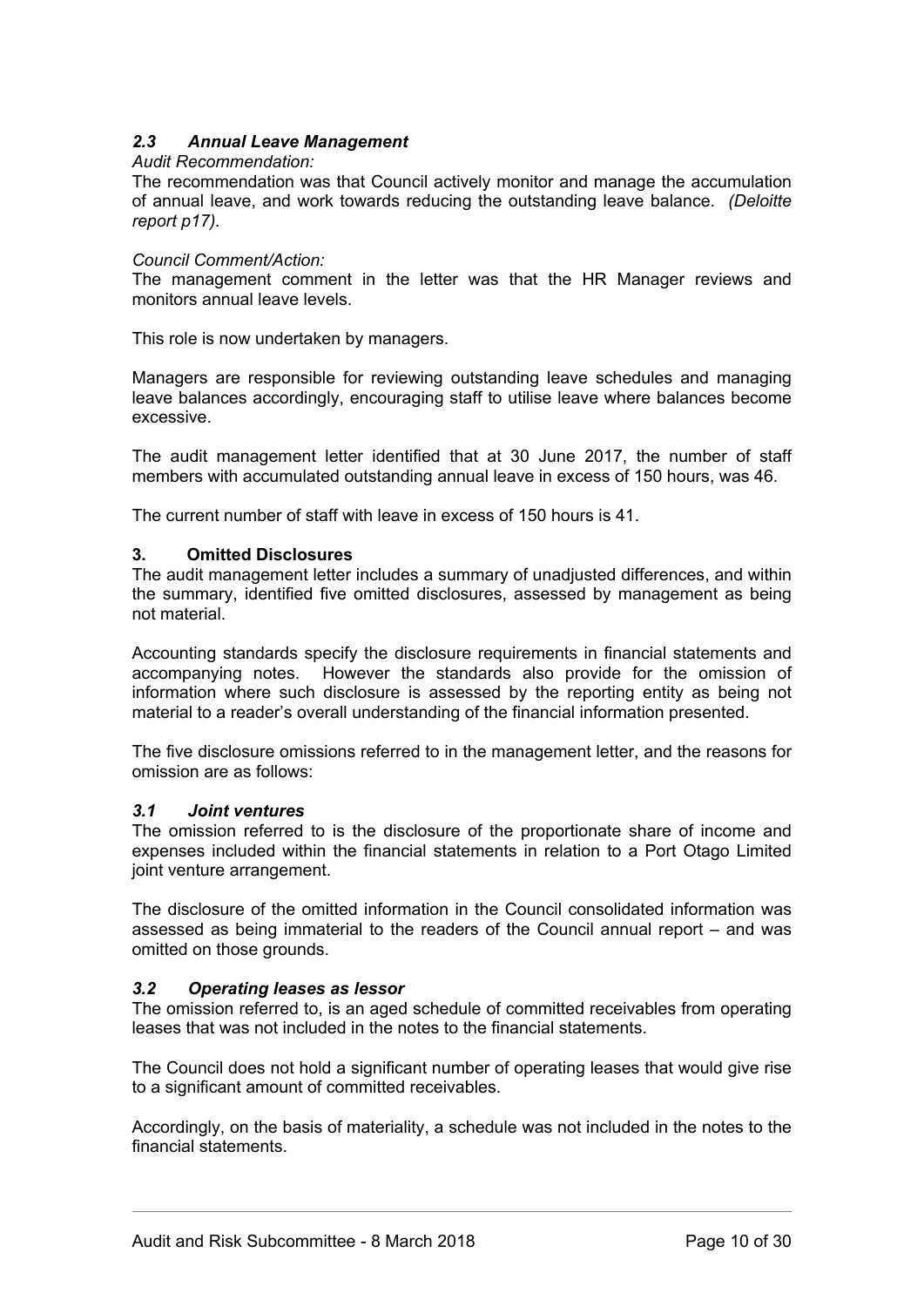### *2.3 Annual Leave Management*

*Audit Recommendation:*

The recommendation was that Council actively monitor and manage the accumulation of annual leave, and work towards reducing the outstanding leave balance. *(Deloitte report p17).*

*Council Comment/Action:*

The management comment in the letter was that the HR Manager reviews and monitors annual leave levels.

This role is now undertaken by managers.

Managers are responsible for reviewing outstanding leave schedules and managing leave balances accordingly, encouraging staff to utilise leave where balances become excessive.

The audit management letter identified that at 30 June 2017, the number of staff members with accumulated outstanding annual leave in excess of 150 hours, was 46.

The current number of staff with leave in excess of 150 hours is 41.

## 3. Omitted Disclosures

The audit management letter includes a summary of unadjusted differences, and within the summary, identified five omitted disclosures, assessed by management as being not material.

Accounting standards specify the disclosure requirements in financial statements and accompanying notes. However the standards also provide for the omission of information where such disclosure is assessed by the reporting entity as being not material to a reader's overall understanding of the financial information presented.

The five disclosure omissions referred to in the management letter, and the reasons for omission are as follows:

### *3.1 Joint ventures*

The omission referred to is the disclosure of the proportionate share of income and expenses included within the financial statements in relation to a Port Otago Limited joint venture arrangement.

The disclosure of the omitted information in the Council consolidated information was assessed as being immaterial to the readers of the Council annual report – and was omitted on those grounds.

### *3.2 Operating leases as lessor*

The omission referred to, is an aged schedule of committed receivables from operating leases that was not included in the notes to the financial statements.

The Council does not hold a significant number of operating leases that would give rise to a significant amount of committed receivables.

Accordingly, on the basis of materiality, a schedule was not included in the notes to the financial statements.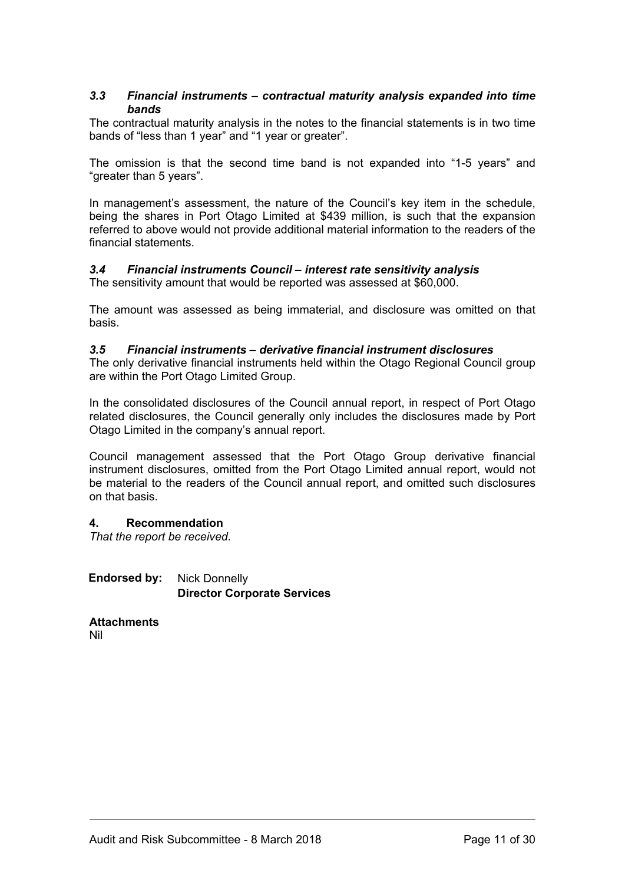### *3.3 Financial instruments – contractual maturity analysis expanded into time bands*

The contractual maturity analysis in the notes to the financial statements is in two time bands of "less than 1 year" and "1 year or greater".

The omission is that the second time band is not expanded into "1-5 years" and "greater than 5 years".

In management's assessment, the nature of the Council's key item in the schedule, being the shares in Port Otago Limited at $439 million, is such that the expansion referred to above would not provide additional material information to the readers of the financial statements.

### *3.4 Financial instruments Council – interest rate sensitivity analysis*

The sensitivity amount that would be reported was assessed at $60,000.

The amount was assessed as being immaterial, and disclosure was omitted on that basis.

### *3.5 Financial instruments – derivative financial instrument disclosures*

The only derivative financial instruments held within the Otago Regional Council group are within the Port Otago Limited Group.

In the consolidated disclosures of the Council annual report, in respect of Port Otago related disclosures, the Council generally only includes the disclosures made by Port Otago Limited in the company's annual report.

Council management assessed that the Port Otago Group derivative financial instrument disclosures, omitted from the Port Otago Limited annual report, would not be material to the readers of the Council annual report, and omitted such disclosures on that basis.

## 4. Recommendation

*That the report be received.*

**Endorsed by:** Nick Donnelly
**Director Corporate Services**

**Attachments**
Nil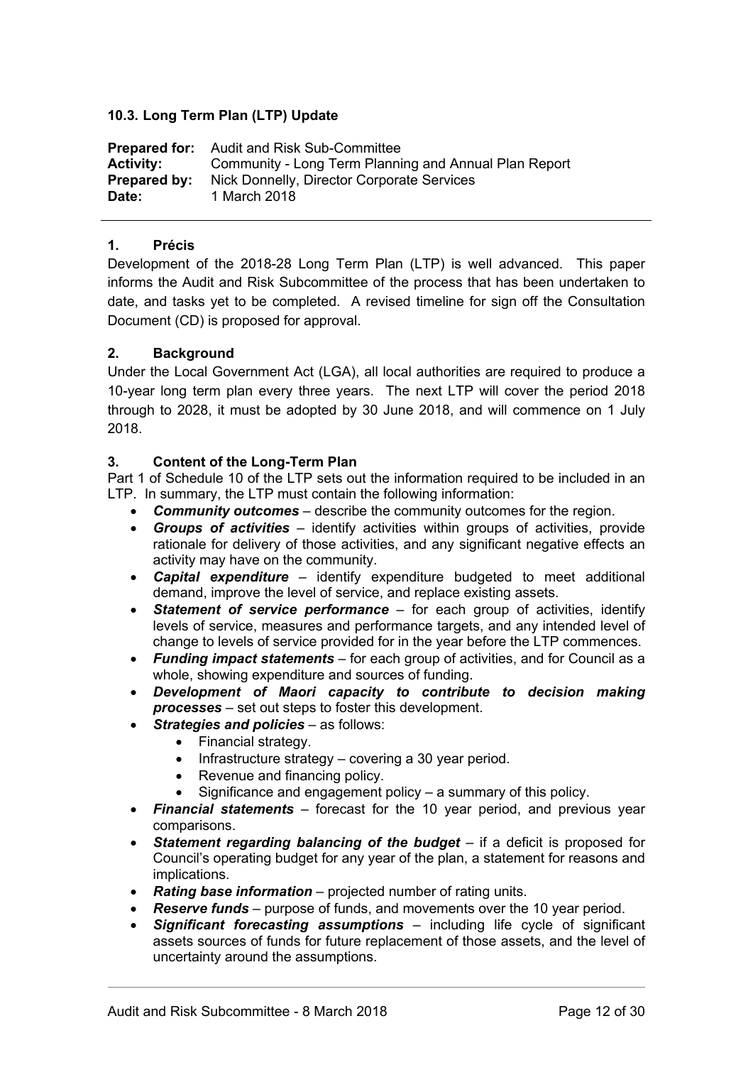### 10.3. Long Term Plan (LTP) Update

**Prepared for:** Audit and Risk Sub-Committee
**Activity:** Community - Long Term Planning and Annual Plan Report
**Prepared by:** Nick Donnelly, Director Corporate Services
**Date:** 1 March 2018

---

#### 1. Précis

Development of the 2018-28 Long Term Plan (LTP) is well advanced. This paper informs the Audit and Risk Subcommittee of the process that has been undertaken to date, and tasks yet to be completed. A revised timeline for sign off the Consultation Document (CD) is proposed for approval.

#### 2. Background

Under the Local Government Act (LGA), all local authorities are required to produce a 10-year long term plan every three years. The next LTP will cover the period 2018 through to 2028, it must be adopted by 30 June 2018, and will commence on 1 July 2018.

#### 3. Content of the Long-Term Plan

Part 1 of Schedule 10 of the LTP sets out the information required to be included in an LTP. In summary, the LTP must contain the following information:

- ***Community outcomes*** – describe the community outcomes for the region.
- ***Groups of activities*** – identify activities within groups of activities, provide rationale for delivery of those activities, and any significant negative effects an activity may have on the community.
- ***Capital expenditure*** – identify expenditure budgeted to meet additional demand, improve the level of service, and replace existing assets.
- ***Statement of service performance*** – for each group of activities, identify levels of service, measures and performance targets, and any intended level of change to levels of service provided for in the year before the LTP commences.
- ***Funding impact statements*** – for each group of activities, and for Council as a whole, showing expenditure and sources of funding.
- ***Development of Maori capacity to contribute to decision making processes*** – set out steps to foster this development.
- ***Strategies and policies*** – as follows:
  - Financial strategy.
  - Infrastructure strategy – covering a 30 year period.
  - Revenue and financing policy.
  - Significance and engagement policy – a summary of this policy.
- ***Financial statements*** – forecast for the 10 year period, and previous year comparisons.
- ***Statement regarding balancing of the budget*** – if a deficit is proposed for Council's operating budget for any year of the plan, a statement for reasons and implications.
- ***Rating base information*** – projected number of rating units.
- ***Reserve funds*** – purpose of funds, and movements over the 10 year period.
- ***Significant forecasting assumptions*** – including life cycle of significant assets sources of funds for future replacement of those assets, and the level of uncertainty around the assumptions.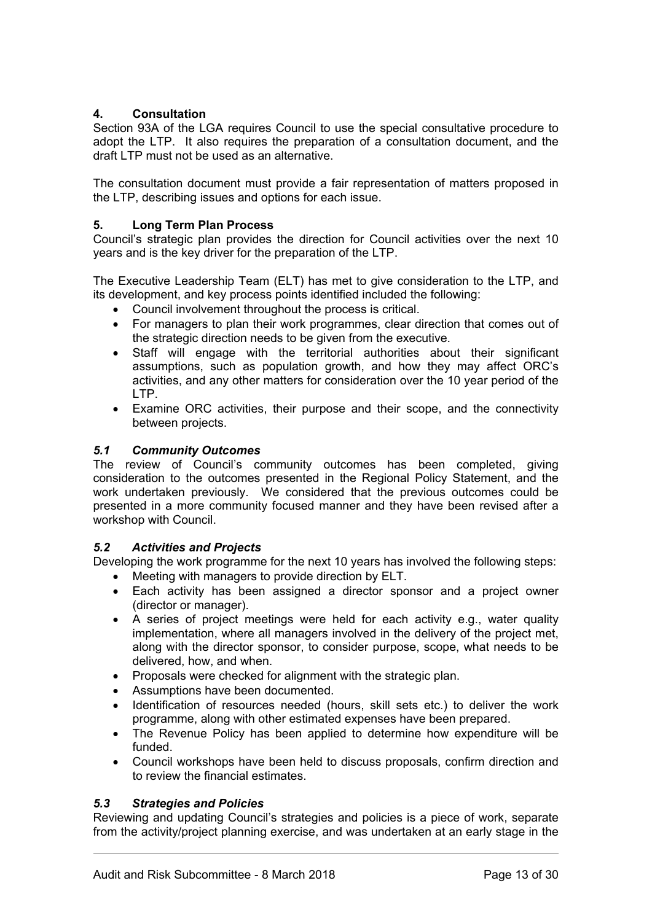## 4. Consultation

Section 93A of the LGA requires Council to use the special consultative procedure to adopt the LTP. It also requires the preparation of a consultation document, and the draft LTP must not be used as an alternative.

The consultation document must provide a fair representation of matters proposed in the LTP, describing issues and options for each issue.

## 5. Long Term Plan Process

Council's strategic plan provides the direction for Council activities over the next 10 years and is the key driver for the preparation of the LTP.

The Executive Leadership Team (ELT) has met to give consideration to the LTP, and its development, and key process points identified included the following:

- Council involvement throughout the process is critical.
- For managers to plan their work programmes, clear direction that comes out of the strategic direction needs to be given from the executive.
- Staff will engage with the territorial authorities about their significant assumptions, such as population growth, and how they may affect ORC's activities, and any other matters for consideration over the 10 year period of the LTP.
- Examine ORC activities, their purpose and their scope, and the connectivity between projects.

### *5.1 Community Outcomes*

The review of Council's community outcomes has been completed, giving consideration to the outcomes presented in the Regional Policy Statement, and the work undertaken previously. We considered that the previous outcomes could be presented in a more community focused manner and they have been revised after a workshop with Council.

### *5.2 Activities and Projects*

Developing the work programme for the next 10 years has involved the following steps:

- Meeting with managers to provide direction by ELT.
- Each activity has been assigned a director sponsor and a project owner (director or manager).
- A series of project meetings were held for each activity e.g., water quality implementation, where all managers involved in the delivery of the project met, along with the director sponsor, to consider purpose, scope, what needs to be delivered, how, and when.
- Proposals were checked for alignment with the strategic plan.
- Assumptions have been documented.
- Identification of resources needed (hours, skill sets etc.) to deliver the work programme, along with other estimated expenses have been prepared.
- The Revenue Policy has been applied to determine how expenditure will be funded.
- Council workshops have been held to discuss proposals, confirm direction and to review the financial estimates.

### *5.3 Strategies and Policies*

Reviewing and updating Council's strategies and policies is a piece of work, separate from the activity/project planning exercise, and was undertaken at an early stage in the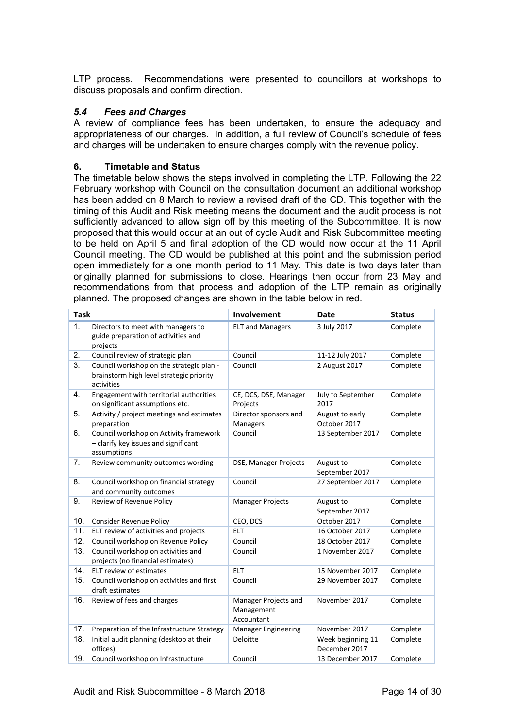LTP process. Recommendations were presented to councillors at workshops to discuss proposals and confirm direction.

### *5.4 Fees and Charges*

A review of compliance fees has been undertaken, to ensure the adequacy and appropriateness of our charges. In addition, a full review of Council's schedule of fees and charges will be undertaken to ensure charges comply with the revenue policy.

### 6. Timetable and Status

The timetable below shows the steps involved in completing the LTP. Following the 22 February workshop with Council on the consultation document an additional workshop has been added on 8 March to review a revised draft of the CD. This together with the timing of this Audit and Risk meeting means the document and the audit process is not sufficiently advanced to allow sign off by this meeting of the Subcommittee. It is now proposed that this would occur at an out of cycle Audit and Risk Subcommittee meeting to be held on April 5 and final adoption of the CD would now occur at the 11 April Council meeting. The CD would be published at this point and the submission period open immediately for a one month period to 11 May. This date is two days later than originally planned for submissions to close. Hearings then occur from 23 May and recommendations from that process and adoption of the LTP remain as originally planned. The proposed changes are shown in the table below in red.

| Task | | Involvement | Date | Status |
|---|---|---|---|---|
| 1. | Directors to meet with managers to guide preparation of activities and projects | ELT and Managers | 3 July 2017 | Complete |
| 2. | Council review of strategic plan | Council | 11-12 July 2017 | Complete |
| 3. | Council workshop on the strategic plan - brainstorm high level strategic priority activities | Council | 2 August 2017 | Complete |
| 4. | Engagement with territorial authorities on significant assumptions etc. | CE, DCS, DSE, Manager Projects | July to September 2017 | Complete |
| 5. | Activity / project meetings and estimates preparation | Director sponsors and Managers | August to early October 2017 | Complete |
| 6. | Council workshop on Activity framework – clarify key issues and significant assumptions | Council | 13 September 2017 | Complete |
| 7. | Review community outcomes wording | DSE, Manager Projects | August to September 2017 | Complete |
| 8. | Council workshop on financial strategy and community outcomes | Council | 27 September 2017 | Complete |
| 9. | Review of Revenue Policy | Manager Projects | August to September 2017 | Complete |
| 10. | Consider Revenue Policy | CEO, DCS | October 2017 | Complete |
| 11. | ELT review of activities and projects | ELT | 16 October 2017 | Complete |
| 12. | Council workshop on Revenue Policy | Council | 18 October 2017 | Complete |
| 13. | Council workshop on activities and projects (no financial estimates) | Council | 1 November 2017 | Complete |
| 14. | ELT review of estimates | ELT | 15 November 2017 | Complete |
| 15. | Council workshop on activities and first draft estimates | Council | 29 November 2017 | Complete |
| 16. | Review of fees and charges | Manager Projects and Management Accountant | November 2017 | Complete |
| 17. | Preparation of the Infrastructure Strategy | Manager Engineering | November 2017 | Complete |
| 18. | Initial audit planning (desktop at their offices) | Deloitte | Week beginning 11 December 2017 | Complete |
| 19. | Council workshop on Infrastructure | Council | 13 December 2017 | Complete |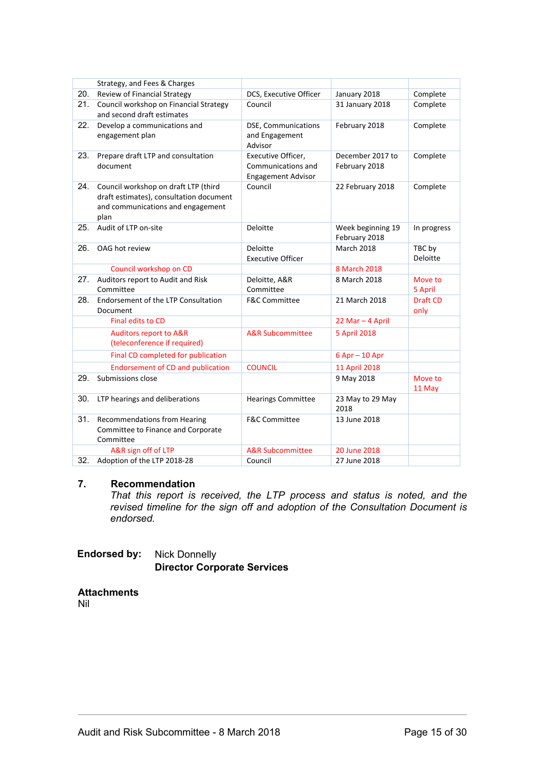| | | | | |
|---|---|---|---|---|
| | Strategy, and Fees & Charges | | | |
| 20. | Review of Financial Strategy | DCS, Executive Officer | January 2018 | Complete |
| 21. | Council workshop on Financial Strategy and second draft estimates | Council | 31 January 2018 | Complete |
| 22. | Develop a communications and engagement plan | DSE, Communications and Engagement Advisor | February 2018 | Complete |
| 23. | Prepare draft LTP and consultation document | Executive Officer, Communications and Engagement Advisor | December 2017 to February 2018 | Complete |
| 24. | Council workshop on draft LTP (third draft estimates), consultation document and communications and engagement plan | Council | 22 February 2018 | Complete |
| 25. | Audit of LTP on-site | Deloitte | Week beginning 19 February 2018 | In progress |
| 26. | OAG hot review | Deloitte Executive Officer | March 2018 | TBC by Deloitte |
| | Council workshop on CD | | 8 March 2018 | |
| 27. | Auditors report to Audit and Risk Committee | Deloitte, A&R Committee | 8 March 2018 | Move to 5 April |
| 28. | Endorsement of the LTP Consultation Document | F&C Committee | 21 March 2018 | Draft CD only |
| | Final edits to CD | | 22 Mar – 4 April | |
| | Auditors report to A&R (teleconference if required) | A&R Subcommittee | 5 April 2018 | |
| | Final CD completed for publication | | 6 Apr – 10 Apr | |
| | Endorsement of CD and publication | COUNCIL | 11 April 2018 | |
| 29. | Submissions close | | 9 May 2018 | Move to 11 May |
| 30. | LTP hearings and deliberations | Hearings Committee | 23 May to 29 May 2018 | |
| 31. | Recommendations from Hearing Committee to Finance and Corporate Committee | F&C Committee | 13 June 2018 | |
| | A&R sign off of LTP | A&R Subcommittee | 20 June 2018 | |
| 32. | Adoption of the LTP 2018-28 | Council | 27 June 2018 | |

## 7. Recommendation

*That this report is received, the LTP process and status is noted, and the revised timeline for the sign off and adoption of the Consultation Document is endorsed.*

**Endorsed by:** Nick Donnelly
**Director Corporate Services**

**Attachments**
Nil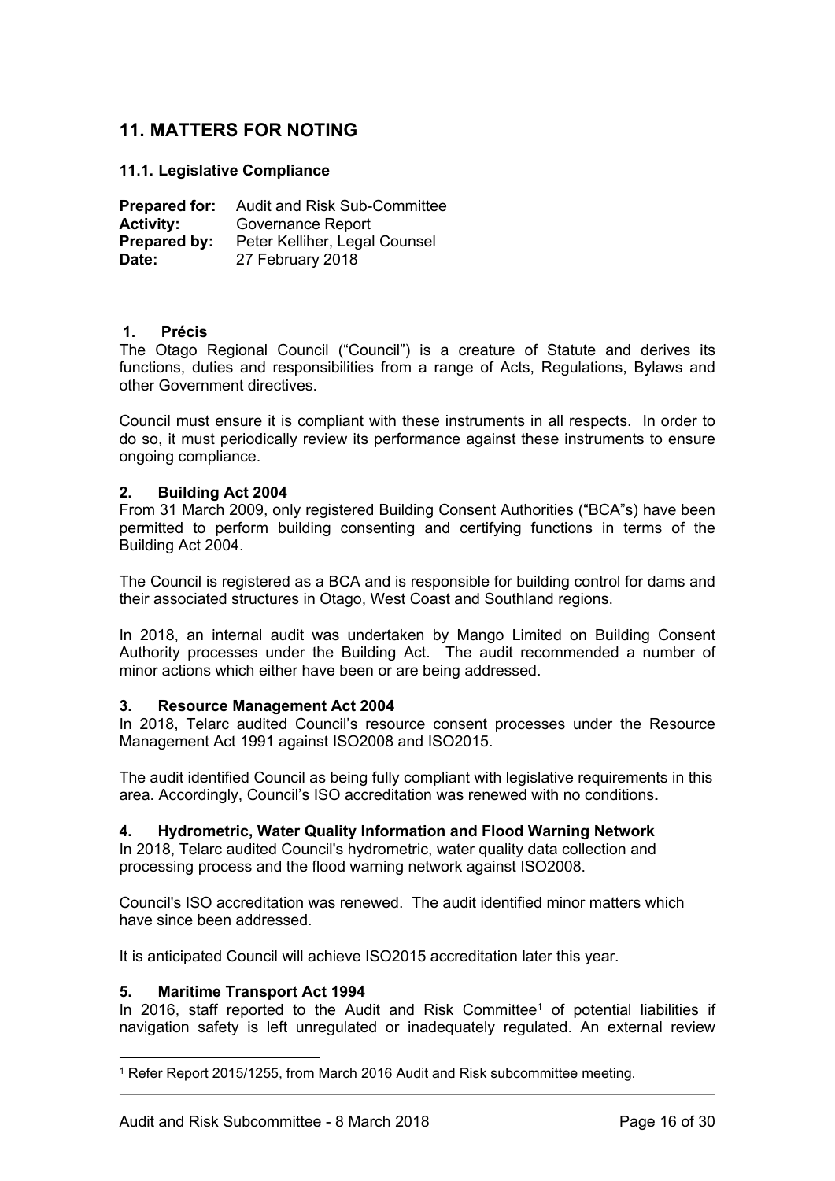## 11. MATTERS FOR NOTING

### 11.1. Legislative Compliance

**Prepared for:** Audit and Risk Sub-Committee
**Activity:** Governance Report
**Prepared by:** Peter Kelliher, Legal Counsel
**Date:** 27 February 2018

---

#### 1. Précis

The Otago Regional Council ("Council") is a creature of Statute and derives its functions, duties and responsibilities from a range of Acts, Regulations, Bylaws and other Government directives.

Council must ensure it is compliant with these instruments in all respects. In order to do so, it must periodically review its performance against these instruments to ensure ongoing compliance.

#### 2. Building Act 2004

From 31 March 2009, only registered Building Consent Authorities ("BCA"s) have been permitted to perform building consenting and certifying functions in terms of the Building Act 2004.

The Council is registered as a BCA and is responsible for building control for dams and their associated structures in Otago, West Coast and Southland regions.

In 2018, an internal audit was undertaken by Mango Limited on Building Consent Authority processes under the Building Act. The audit recommended a number of minor actions which either have been or are being addressed.

#### 3. Resource Management Act 2004

In 2018, Telarc audited Council's resource consent processes under the Resource Management Act 1991 against ISO2008 and ISO2015.

The audit identified Council as being fully compliant with legislative requirements in this area. Accordingly, Council's ISO accreditation was renewed with no conditions**.**

#### 4. Hydrometric, Water Quality Information and Flood Warning Network

In 2018, Telarc audited Council's hydrometric, water quality data collection and processing process and the flood warning network against ISO2008.

Council's ISO accreditation was renewed. The audit identified minor matters which have since been addressed.

It is anticipated Council will achieve ISO2015 accreditation later this year.

#### 5. Maritime Transport Act 1994

In 2016, staff reported to the Audit and Risk Committee[1] of potential liabilities if navigation safety is left unregulated or inadequately regulated. An external review

---

[1] Refer Report 2015/1255, from March 2016 Audit and Risk subcommittee meeting.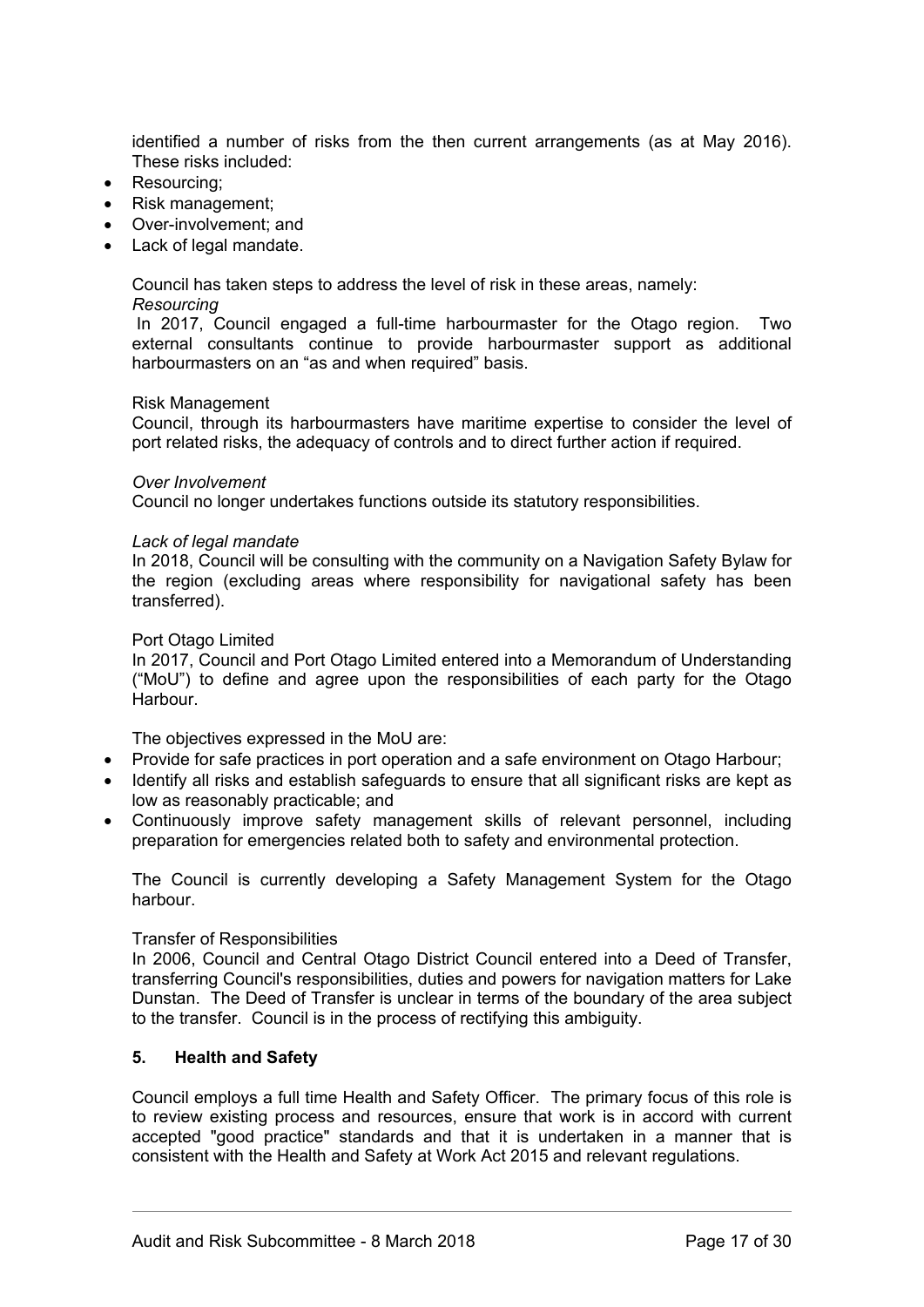identified a number of risks from the then current arrangements (as at May 2016). These risks included:

- Resourcing;
- Risk management;
- Over-involvement; and
- Lack of legal mandate.

Council has taken steps to address the level of risk in these areas, namely:

*Resourcing*

In 2017, Council engaged a full-time harbourmaster for the Otago region. Two external consultants continue to provide harbourmaster support as additional harbourmasters on an "as and when required" basis.

Risk Management

Council, through its harbourmasters have maritime expertise to consider the level of port related risks, the adequacy of controls and to direct further action if required.

*Over Involvement*

Council no longer undertakes functions outside its statutory responsibilities.

*Lack of legal mandate*

In 2018, Council will be consulting with the community on a Navigation Safety Bylaw for the region (excluding areas where responsibility for navigational safety has been transferred).

Port Otago Limited

In 2017, Council and Port Otago Limited entered into a Memorandum of Understanding ("MoU") to define and agree upon the responsibilities of each party for the Otago Harbour.

The objectives expressed in the MoU are:

- Provide for safe practices in port operation and a safe environment on Otago Harbour;
- Identify all risks and establish safeguards to ensure that all significant risks are kept as low as reasonably practicable; and
- Continuously improve safety management skills of relevant personnel, including preparation for emergencies related both to safety and environmental protection.

The Council is currently developing a Safety Management System for the Otago harbour.

Transfer of Responsibilities

In 2006, Council and Central Otago District Council entered into a Deed of Transfer, transferring Council's responsibilities, duties and powers for navigation matters for Lake Dunstan. The Deed of Transfer is unclear in terms of the boundary of the area subject to the transfer. Council is in the process of rectifying this ambiguity.

### 5. Health and Safety

Council employs a full time Health and Safety Officer. The primary focus of this role is to review existing process and resources, ensure that work is in accord with current accepted "good practice" standards and that it is undertaken in a manner that is consistent with the Health and Safety at Work Act 2015 and relevant regulations.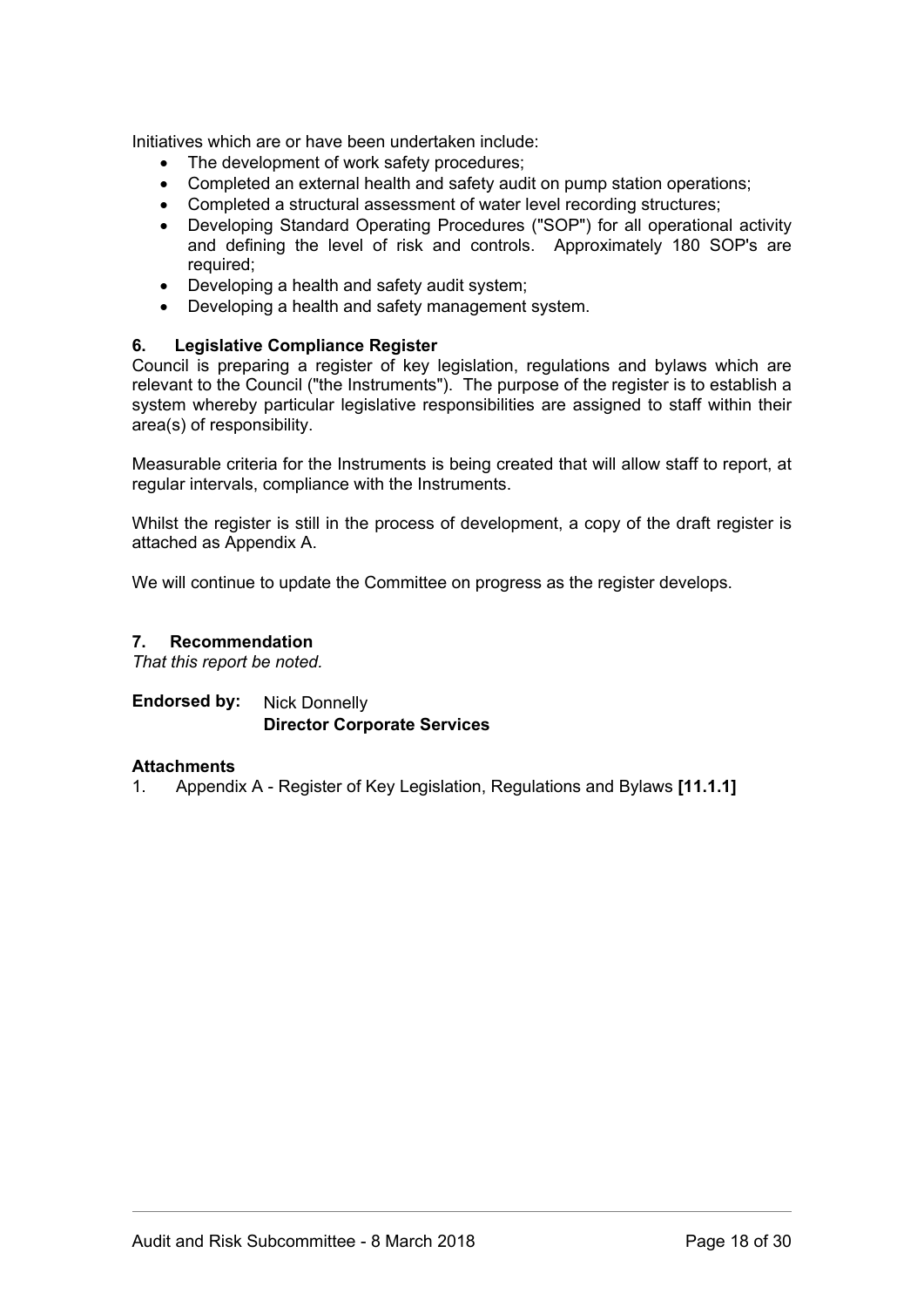Initiatives which are or have been undertaken include:

- The development of work safety procedures;
- Completed an external health and safety audit on pump station operations;
- Completed a structural assessment of water level recording structures;
- Developing Standard Operating Procedures ("SOP") for all operational activity and defining the level of risk and controls. Approximately 180 SOP's are required;
- Developing a health and safety audit system;
- Developing a health and safety management system.

### 6. Legislative Compliance Register

Council is preparing a register of key legislation, regulations and bylaws which are relevant to the Council ("the Instruments"). The purpose of the register is to establish a system whereby particular legislative responsibilities are assigned to staff within their area(s) of responsibility.

Measurable criteria for the Instruments is being created that will allow staff to report, at regular intervals, compliance with the Instruments.

Whilst the register is still in the process of development, a copy of the draft register is attached as Appendix A.

We will continue to update the Committee on progress as the register develops.

### 7. Recommendation

*That this report be noted.*

**Endorsed by:** Nick Donnelly
**Director Corporate Services**

**Attachments**

1. Appendix A - Register of Key Legislation, Regulations and Bylaws **[11.1.1]**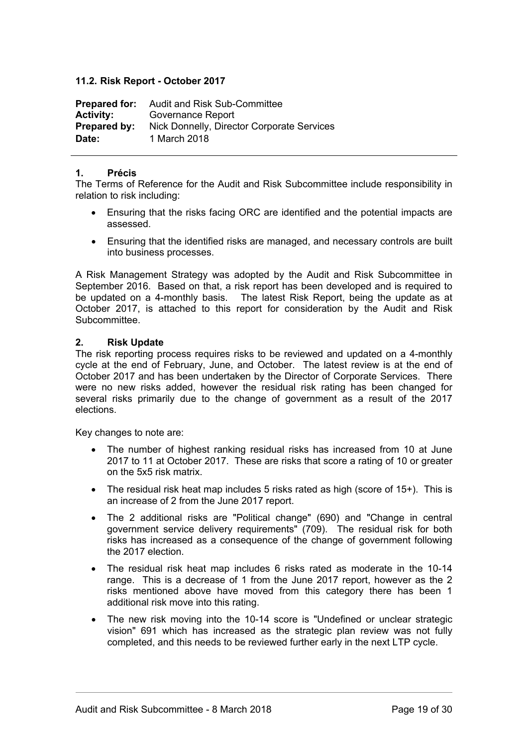### 11.2. Risk Report - October 2017

**Prepared for:** Audit and Risk Sub-Committee
**Activity:** Governance Report
**Prepared by:** Nick Donnelly, Director Corporate Services
**Date:** 1 March 2018

---

#### 1. Précis

The Terms of Reference for the Audit and Risk Subcommittee include responsibility in relation to risk including:

- Ensuring that the risks facing ORC are identified and the potential impacts are assessed.
- Ensuring that the identified risks are managed, and necessary controls are built into business processes.

A Risk Management Strategy was adopted by the Audit and Risk Subcommittee in September 2016. Based on that, a risk report has been developed and is required to be updated on a 4-monthly basis. The latest Risk Report, being the update as at October 2017, is attached to this report for consideration by the Audit and Risk Subcommittee.

#### 2. Risk Update

The risk reporting process requires risks to be reviewed and updated on a 4-monthly cycle at the end of February, June, and October. The latest review is at the end of October 2017 and has been undertaken by the Director of Corporate Services. There were no new risks added, however the residual risk rating has been changed for several risks primarily due to the change of government as a result of the 2017 elections.

Key changes to note are:

- The number of highest ranking residual risks has increased from 10 at June 2017 to 11 at October 2017. These are risks that score a rating of 10 or greater on the 5x5 risk matrix.
- The residual risk heat map includes 5 risks rated as high (score of 15+). This is an increase of 2 from the June 2017 report.
- The 2 additional risks are "Political change" (690) and "Change in central government service delivery requirements" (709). The residual risk for both risks has increased as a consequence of the change of government following the 2017 election.
- The residual risk heat map includes 6 risks rated as moderate in the 10-14 range. This is a decrease of 1 from the June 2017 report, however as the 2 risks mentioned above have moved from this category there has been 1 additional risk move into this rating.
- The new risk moving into the 10-14 score is "Undefined or unclear strategic vision" 691 which has increased as the strategic plan review was not fully completed, and this needs to be reviewed further early in the next LTP cycle.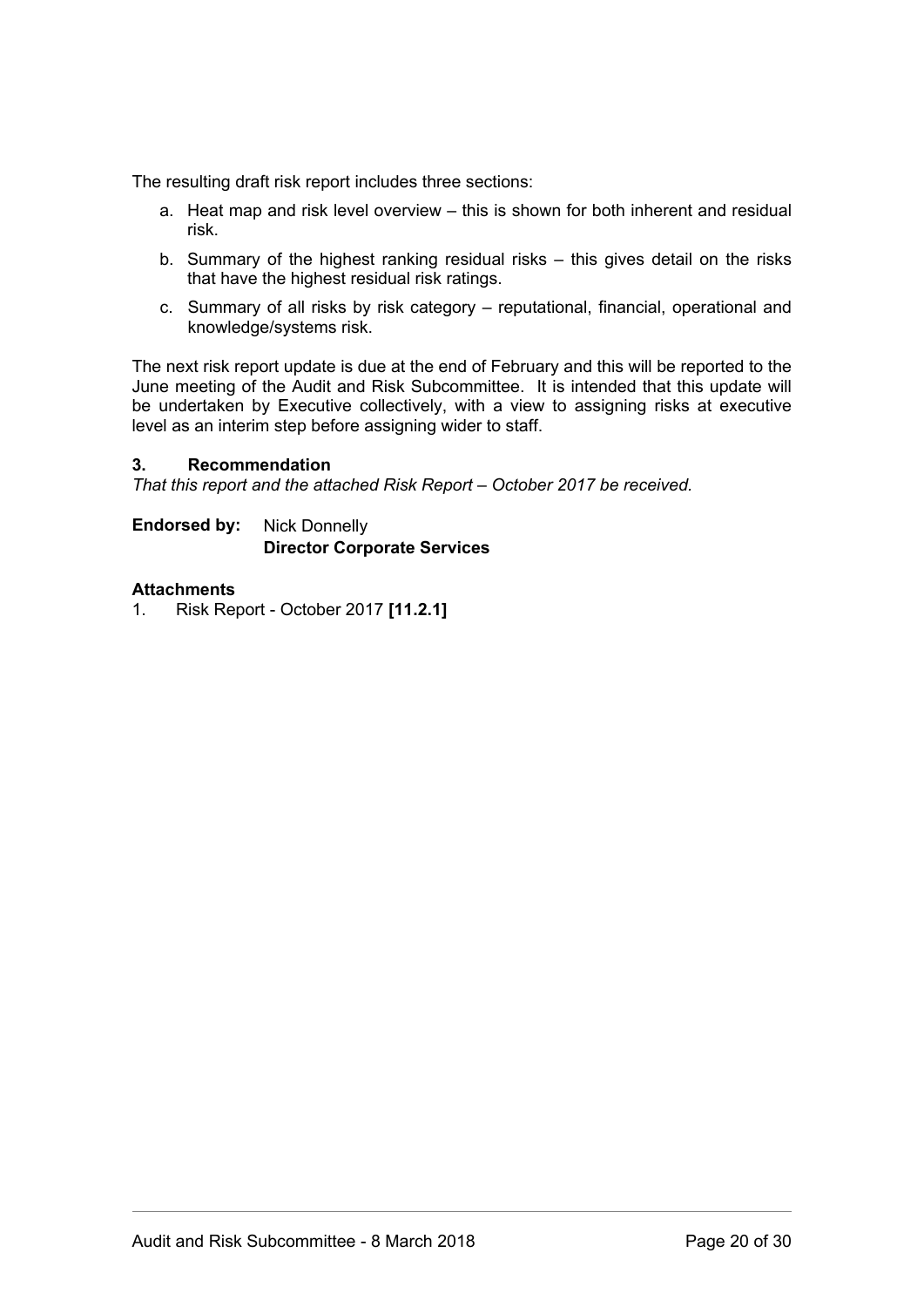The resulting draft risk report includes three sections:

a. Heat map and risk level overview – this is shown for both inherent and residual risk.
b. Summary of the highest ranking residual risks – this gives detail on the risks that have the highest residual risk ratings.
c. Summary of all risks by risk category – reputational, financial, operational and knowledge/systems risk.

The next risk report update is due at the end of February and this will be reported to the June meeting of the Audit and Risk Subcommittee. It is intended that this update will be undertaken by Executive collectively, with a view to assigning risks at executive level as an interim step before assigning wider to staff.

### 3. Recommendation

*That this report and the attached Risk Report – October 2017 be received.*

**Endorsed by:** Nick Donnelly
**Director Corporate Services**

**Attachments**

1. Risk Report - October 2017 **[11.2.1]**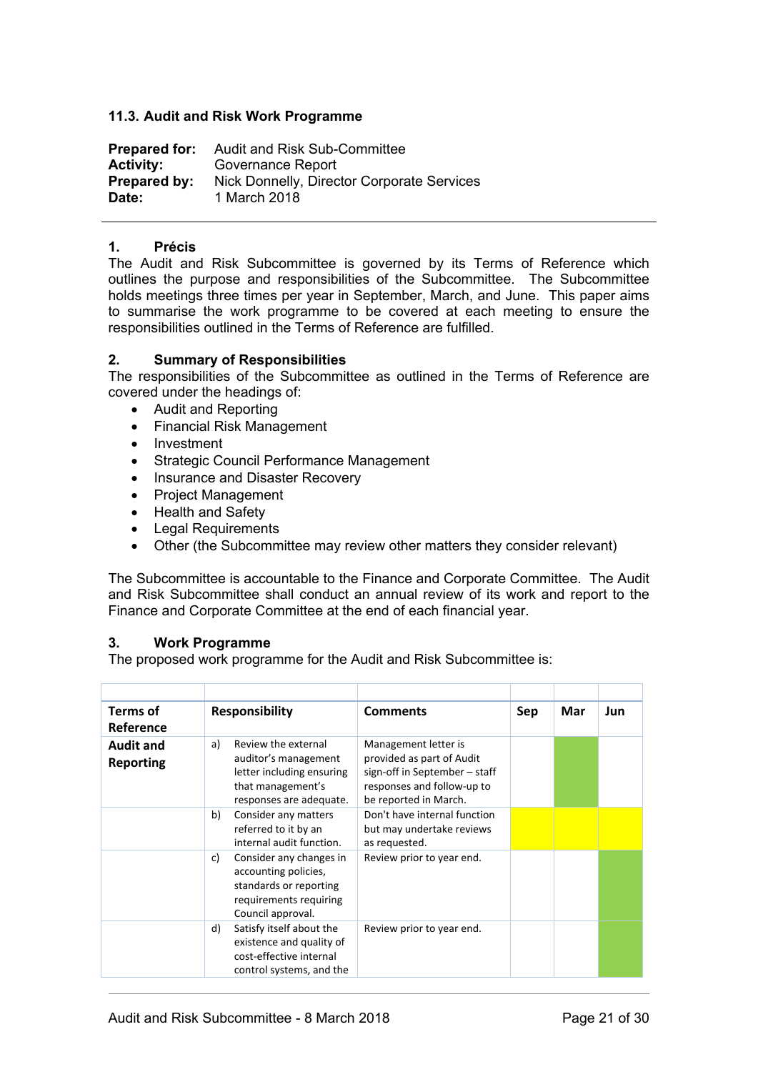### 11.3. Audit and Risk Work Programme

**Prepared for:** Audit and Risk Sub-Committee
**Activity:** Governance Report
**Prepared by:** Nick Donnelly, Director Corporate Services
**Date:** 1 March 2018

---

#### 1. Précis

The Audit and Risk Subcommittee is governed by its Terms of Reference which outlines the purpose and responsibilities of the Subcommittee. The Subcommittee holds meetings three times per year in September, March, and June. This paper aims to summarise the work programme to be covered at each meeting to ensure the responsibilities outlined in the Terms of Reference are fulfilled.

#### 2. Summary of Responsibilities

The responsibilities of the Subcommittee as outlined in the Terms of Reference are covered under the headings of:

- Audit and Reporting
- Financial Risk Management
- Investment
- Strategic Council Performance Management
- Insurance and Disaster Recovery
- Project Management
- Health and Safety
- Legal Requirements
- Other (the Subcommittee may review other matters they consider relevant)

The Subcommittee is accountable to the Finance and Corporate Committee. The Audit and Risk Subcommittee shall conduct an annual review of its work and report to the Finance and Corporate Committee at the end of each financial year.

#### 3. Work Programme

The proposed work programme for the Audit and Risk Subcommittee is:

| Terms of Reference | Responsibility | Comments | Sep | Mar | Jun |
|---|---|---|---|---|---|
| **Audit and Reporting** | a) Review the external auditor's management letter including ensuring that management's responses are adequate. | Management letter is provided as part of Audit sign-off in September – staff responses and follow-up to be reported in March. | | (highlighted green) | |
| | b) Consider any matters referred to it by an internal audit function. | Don't have internal function but may undertake reviews as requested. | (highlighted yellow) | (highlighted yellow) | (highlighted yellow) |
| | c) Consider any changes in accounting policies, standards or reporting requirements requiring Council approval. | Review prior to year end. | | | (highlighted green) |
| | d) Satisfy itself about the existence and quality of cost-effective internal control systems, and the | Review prior to year end. | | | (highlighted green) |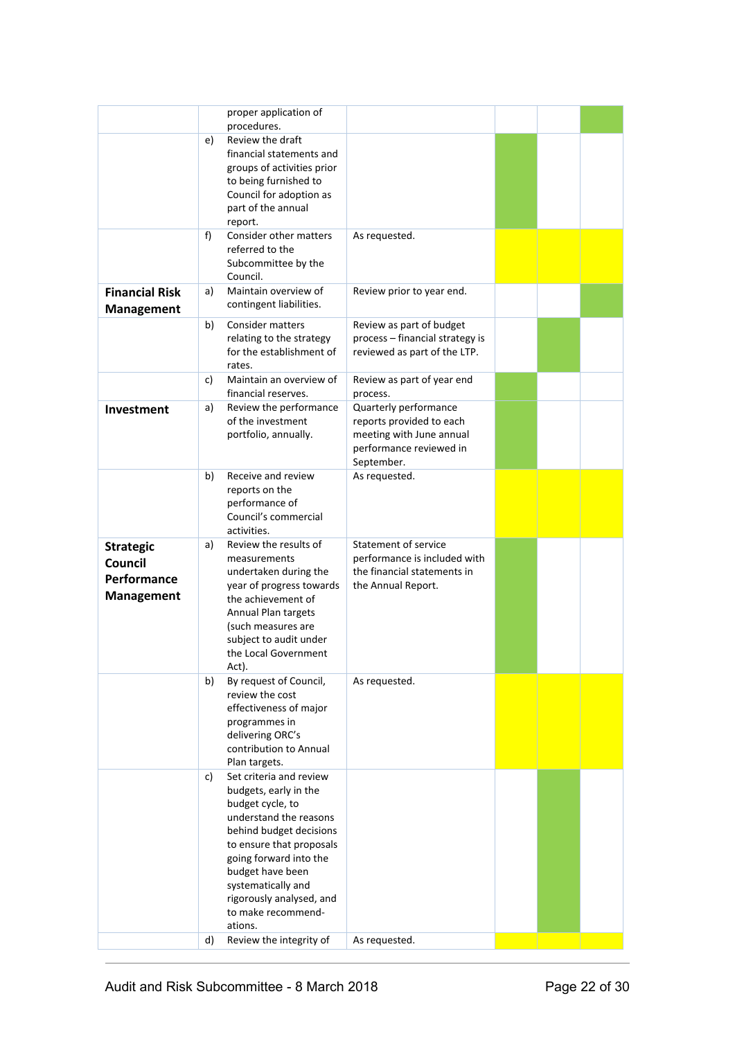| | | | | | | |
|---|---|---|---|---|---|---|
| | | proper application of procedures. | | | | |
| | e) | Review the draft financial statements and groups of activities prior to being furnished to Council for adoption as part of the annual report. | | | | |
| | f) | Consider other matters referred to the Subcommittee by the Council. | As requested. | | | |
| **Financial Risk Management** | a) | Maintain overview of contingent liabilities. | Review prior to year end. | | | |
| | b) | Consider matters relating to the strategy for the establishment of rates. | Review as part of budget process – financial strategy is reviewed as part of the LTP. | | | |
| | c) | Maintain an overview of financial reserves. | Review as part of year end process. | | | |
| **Investment** | a) | Review the performance of the investment portfolio, annually. | Quarterly performance reports provided to each meeting with June annual performance reviewed in September. | | | |
| | b) | Receive and review reports on the performance of Council's commercial activities. | As requested. | | | |
| **Strategic Council Performance Management** | a) | Review the results of measurements undertaken during the year of progress towards the achievement of Annual Plan targets (such measures are subject to audit under the Local Government Act). | Statement of service performance is included with the financial statements in the Annual Report. | | | |
| | b) | By request of Council, review the cost effectiveness of major programmes in delivering ORC's contribution to Annual Plan targets. | As requested. | | | |
| | c) | Set criteria and review budgets, early in the budget cycle, to understand the reasons behind budget decisions to ensure that proposals going forward into the budget have been systematically and rigorously analysed, and to make recommend-ations. | | | | |
| | d) | Review the integrity of | As requested. | | | |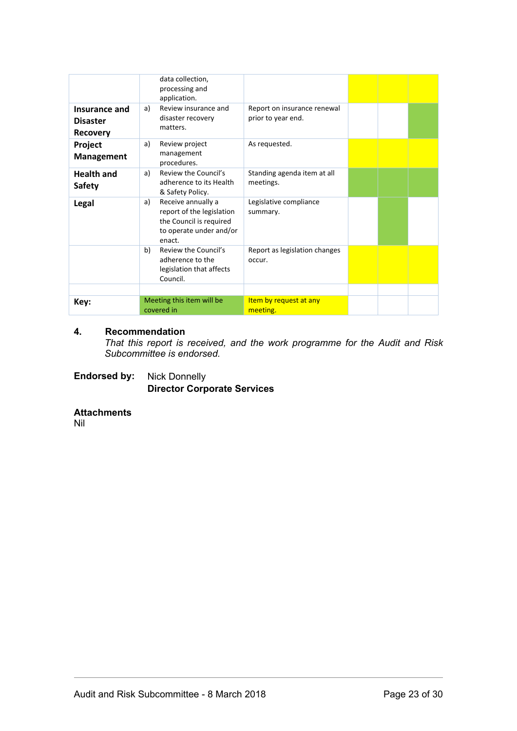| | | | | | |
|---|---|---|---|---|---|
| | data collection, processing and application. | | | | |
| **Insurance and Disaster Recovery** | a) Review insurance and disaster recovery matters. | Report on insurance renewal prior to year end. | | | |
| **Project Management** | a) Review project management procedures. | As requested. | | | |
| **Health and Safety** | a) Review the Council's adherence to its Health & Safety Policy. | Standing agenda item at all meetings. | | | |
| **Legal** | a) Receive annually a report of the legislation the Council is required to operate under and/or enact. | Legislative compliance summary. | | | |
| | b) Review the Council's adherence to the legislation that affects Council. | Report as legislation changes occur. | | | |
| | | | | | |
| **Key:** | Meeting this item will be covered in | Item by request at any meeting. | | | |

### 4. Recommendation

*That this report is received, and the work programme for the Audit and Risk Subcommittee is endorsed.*

**Endorsed by:** Nick Donnelly
**Director Corporate Services**

**Attachments**
Nil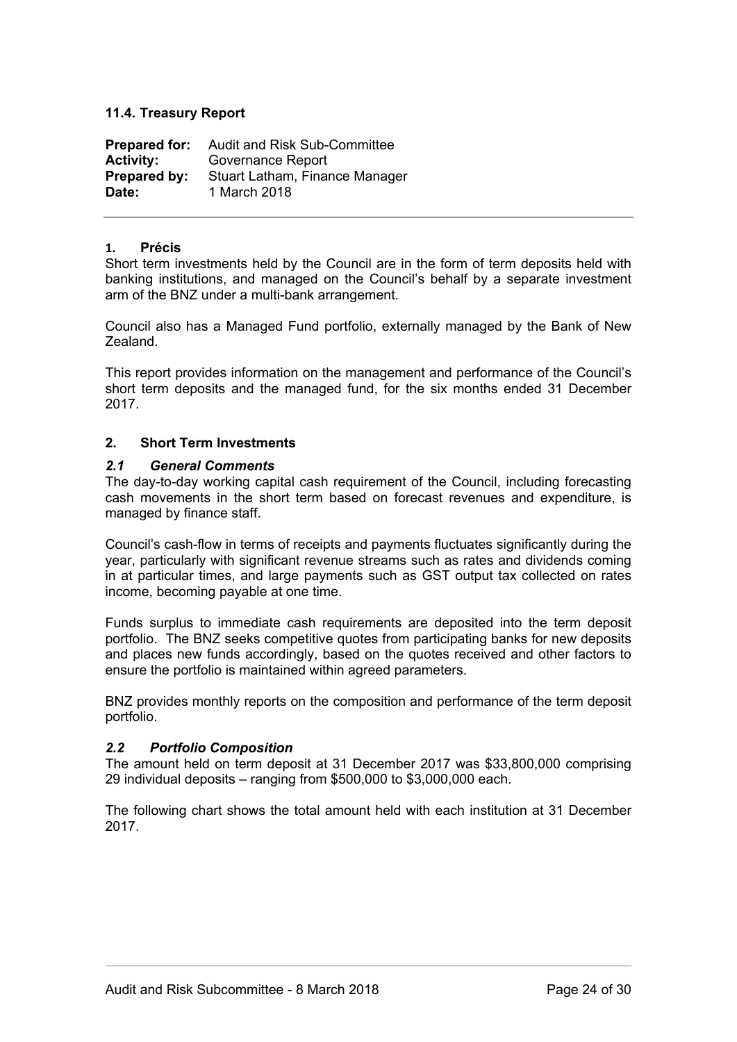## 11.4. Treasury Report

**Prepared for:** Audit and Risk Sub-Committee
**Activity:** Governance Report
**Prepared by:** Stuart Latham, Finance Manager
**Date:** 1 March 2018

---

### 1. Précis

Short term investments held by the Council are in the form of term deposits held with banking institutions, and managed on the Council's behalf by a separate investment arm of the BNZ under a multi-bank arrangement.

Council also has a Managed Fund portfolio, externally managed by the Bank of New Zealand.

This report provides information on the management and performance of the Council's short term deposits and the managed fund, for the six months ended 31 December 2017.

### 2. Short Term Investments

#### *2.1 General Comments*

The day-to-day working capital cash requirement of the Council, including forecasting cash movements in the short term based on forecast revenues and expenditure, is managed by finance staff.

Council's cash-flow in terms of receipts and payments fluctuates significantly during the year, particularly with significant revenue streams such as rates and dividends coming in at particular times, and large payments such as GST output tax collected on rates income, becoming payable at one time.

Funds surplus to immediate cash requirements are deposited into the term deposit portfolio. The BNZ seeks competitive quotes from participating banks for new deposits and places new funds accordingly, based on the quotes received and other factors to ensure the portfolio is maintained within agreed parameters.

BNZ provides monthly reports on the composition and performance of the term deposit portfolio.

#### *2.2 Portfolio Composition*

The amount held on term deposit at 31 December 2017 was $33,800,000 comprising 29 individual deposits – ranging from $500,000 to $3,000,000 each.

The following chart shows the total amount held with each institution at 31 December 2017.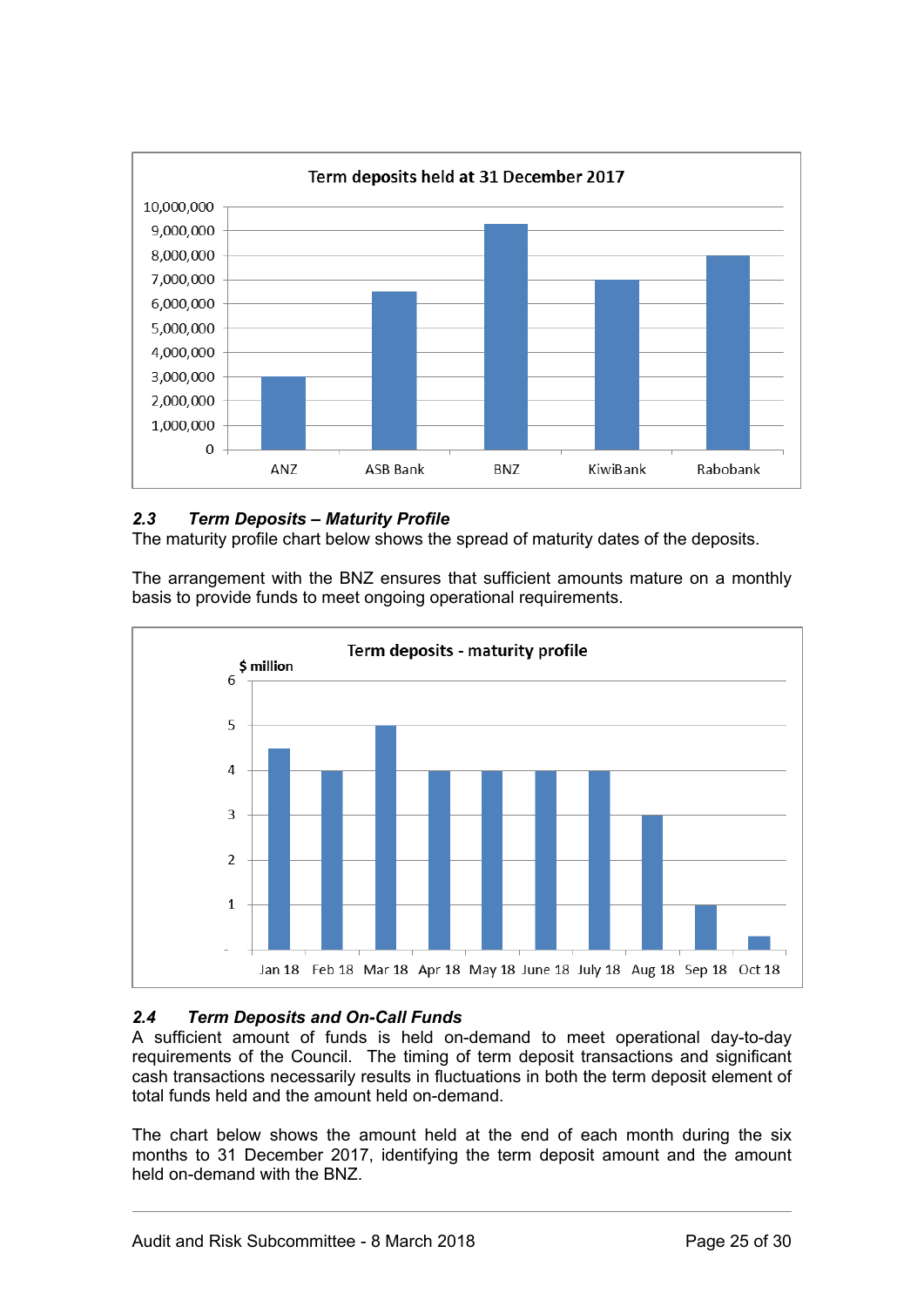**Term deposits held at 31 December 2017**

| Bank | Amount |
|---|---|
| ANZ | 3,000,000 |
| ASB Bank | 6,500,000 |
| BNZ | 9,250,000 |
| KiwiBank | 7,000,000 |
| Rabobank | 8,000,000 |

### *2.3 Term Deposits – Maturity Profile*

The maturity profile chart below shows the spread of maturity dates of the deposits.

The arrangement with the BNZ ensures that sufficient amounts mature on a monthly basis to provide funds to meet ongoing operational requirements.

**Term deposits - maturity profile**

| Month | $ million |
|---|---|
| Jan 18 | 4.5 |
| Feb 18 | 4 |
| Mar 18 | 5 |
| Apr 18 | 4 |
| May 18 | 4 |
| June 18 | 4 |
| July 18 | 4 |
| Aug 18 | 3 |
| Sep 18 | 1 |
| Oct 18 | 0.3 |

### *2.4 Term Deposits and On-Call Funds*

A sufficient amount of funds is held on-demand to meet operational day-to-day requirements of the Council. The timing of term deposit transactions and significant cash transactions necessarily results in fluctuations in both the term deposit element of total funds held and the amount held on-demand.

The chart below shows the amount held at the end of each month during the six months to 31 December 2017, identifying the term deposit amount and the amount held on-demand with the BNZ.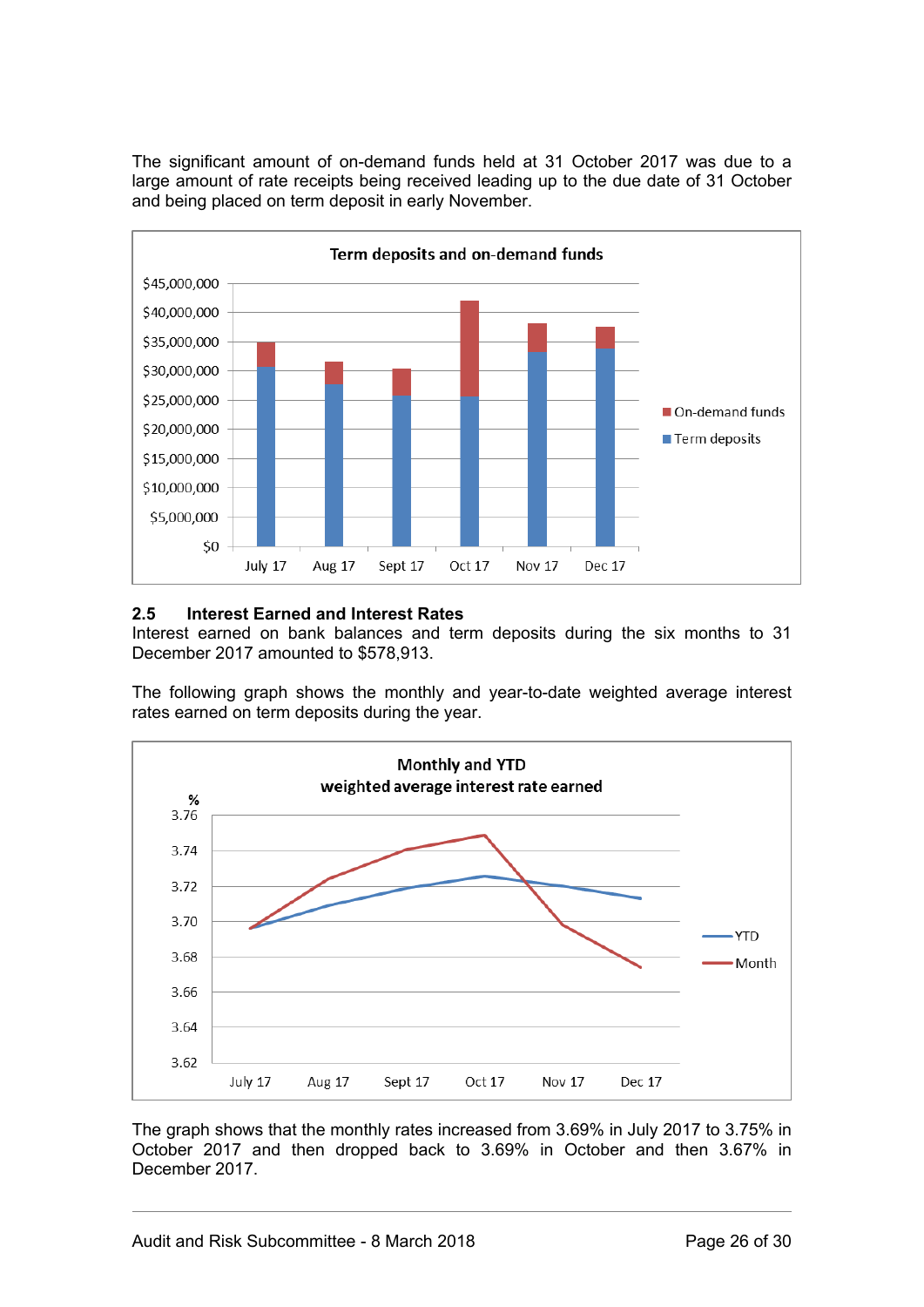The significant amount of on-demand funds held at 31 October 2017 was due to a large amount of rate receipts being received leading up to the due date of 31 October and being placed on term deposit in early November.

**Term deposits and on-demand funds**

## 2.5 Interest Earned and Interest Rates

Interest earned on bank balances and term deposits during the six months to 31 December 2017 amounted to $578,913.

The following graph shows the monthly and year-to-date weighted average interest rates earned on term deposits during the year.

**Monthly and YTD weighted average interest rate earned**

The graph shows that the monthly rates increased from 3.69% in July 2017 to 3.75% in October 2017 and then dropped back to 3.69% in October and then 3.67% in December 2017.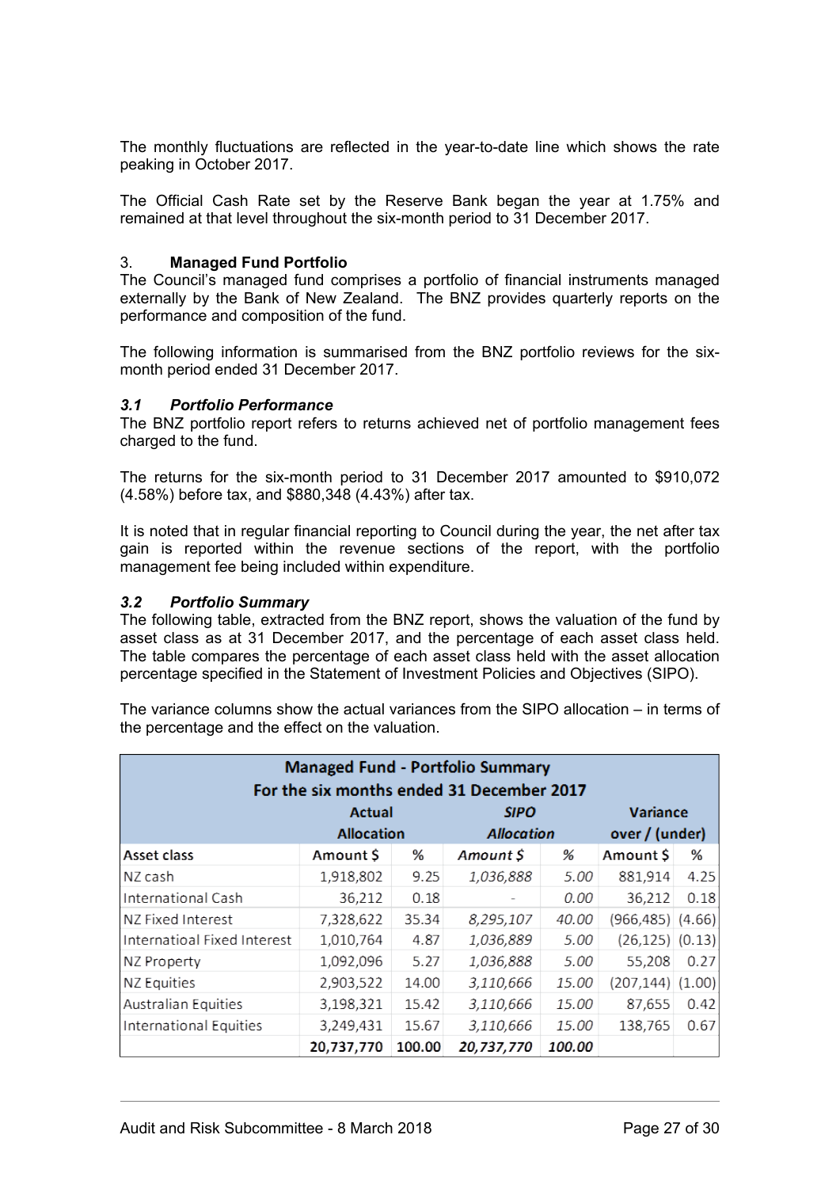The monthly fluctuations are reflected in the year-to-date line which shows the rate peaking in October 2017.

The Official Cash Rate set by the Reserve Bank began the year at 1.75% and remained at that level throughout the six-month period to 31 December 2017.

## 3. **Managed Fund Portfolio**

The Council's managed fund comprises a portfolio of financial instruments managed externally by the Bank of New Zealand. The BNZ provides quarterly reports on the performance and composition of the fund.

The following information is summarised from the BNZ portfolio reviews for the six-month period ended 31 December 2017.

### *3.1 Portfolio Performance*

The BNZ portfolio report refers to returns achieved net of portfolio management fees charged to the fund.

The returns for the six-month period to 31 December 2017 amounted to $910,072 (4.58%) before tax, and $880,348 (4.43%) after tax.

It is noted that in regular financial reporting to Council during the year, the net after tax gain is reported within the revenue sections of the report, with the portfolio management fee being included within expenditure.

### *3.2 Portfolio Summary*

The following table, extracted from the BNZ report, shows the valuation of the fund by asset class as at 31 December 2017, and the percentage of each asset class held. The table compares the percentage of each asset class held with the asset allocation percentage specified in the Statement of Investment Policies and Objectives (SIPO).

The variance columns show the actual variances from the SIPO allocation – in terms of the percentage and the effect on the valuation.

| Managed Fund - Portfolio Summary For the six months ended 31 December 2017 | | | | | | |
|---|---|---|---|---|---|---|
| | Actual Allocation | | *SIPO Allocation* | | Variance over / (under) | |
| **Asset class** | **Amount $** | **%** | ***Amount $*** | ***%*** | **Amount $** | **%** |
| NZ cash | 1,918,802 | 9.25 | *1,036,888* | *5.00* | 881,914 | 4.25 |
| International Cash | 36,212 | 0.18 | - | *0.00* | 36,212 | 0.18 |
| NZ Fixed Interest | 7,328,622 | 35.34 | *8,295,107* | *40.00* | (966,485) | (4.66) |
| Internatioal Fixed Interest | 1,010,764 | 4.87 | *1,036,889* | *5.00* | (26,125) | (0.13) |
| NZ Property | 1,092,096 | 5.27 | *1,036,888* | *5.00* | 55,208 | 0.27 |
| NZ Equities | 2,903,522 | 14.00 | *3,110,666* | *15.00* | (207,144) | (1.00) |
| Australian Equities | 3,198,321 | 15.42 | *3,110,666* | *15.00* | 87,655 | 0.42 |
| International Equities | 3,249,431 | 15.67 | *3,110,666* | *15.00* | 138,765 | 0.67 |
| | **20,737,770** | **100.00** | ***20,737,770*** | ***100.00*** | | |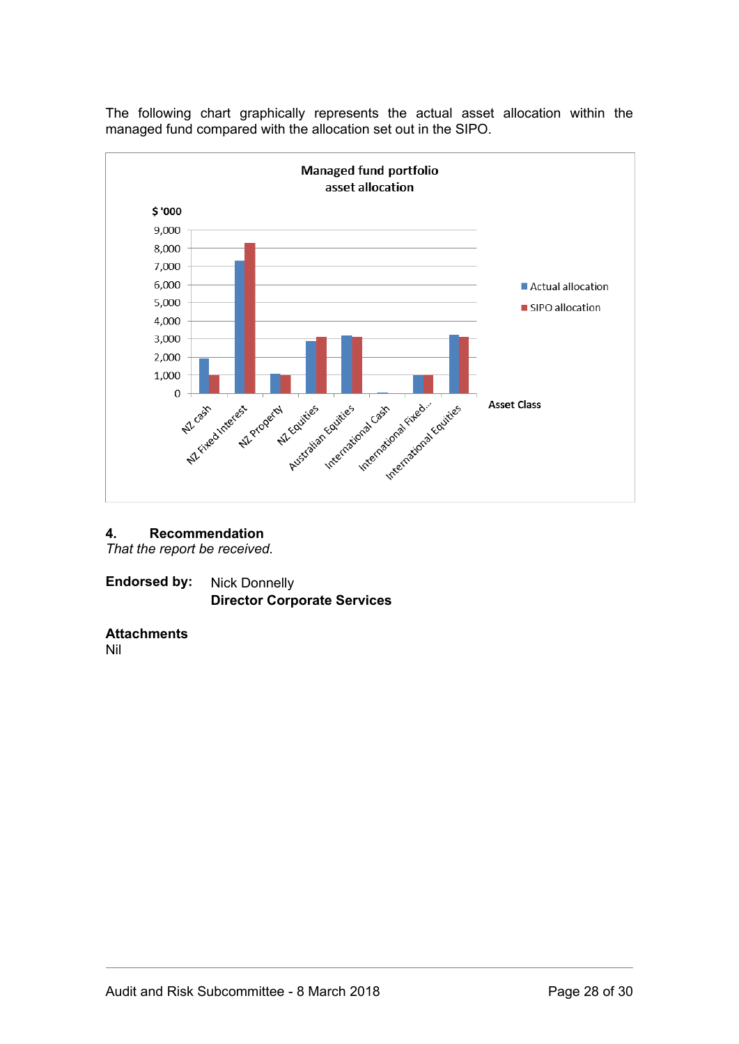The following chart graphically represents the actual asset allocation within the managed fund compared with the allocation set out in the SIPO.

## 4. Recommendation

*That the report be received.*

**Endorsed by:** Nick Donnelly
**Director Corporate Services**

**Attachments**

Nil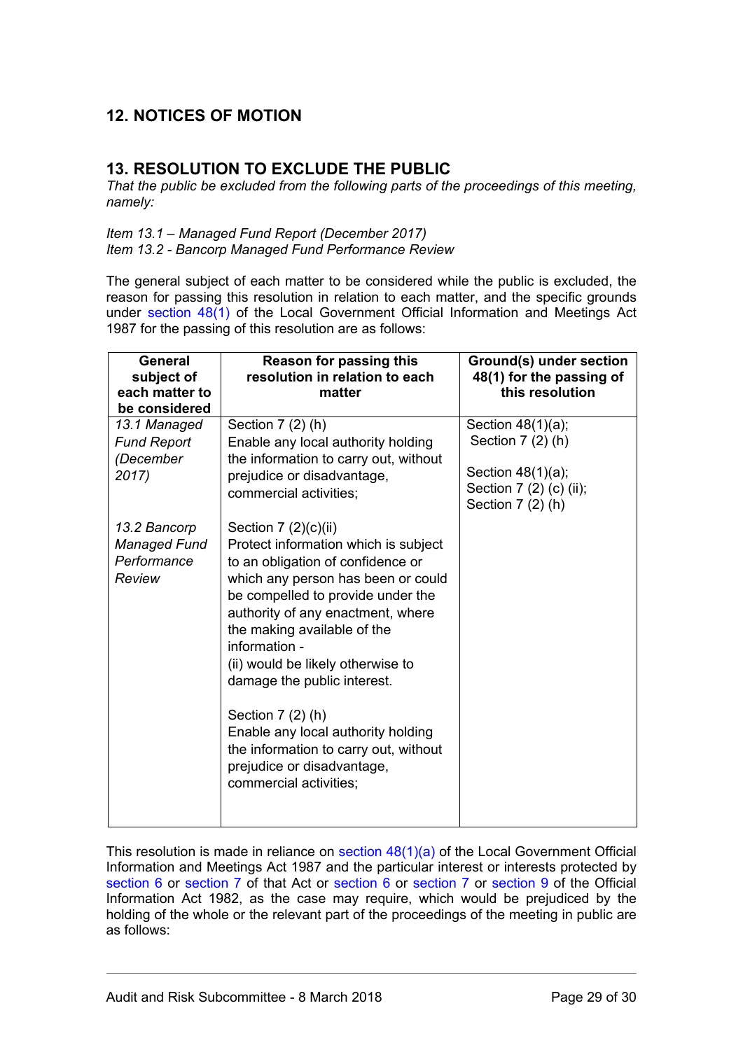## 12. NOTICES OF MOTION

## 13. RESOLUTION TO EXCLUDE THE PUBLIC

*That the public be excluded from the following parts of the proceedings of this meeting, namely:*

*Item 13.1 – Managed Fund Report (December 2017)*
*Item 13.2 - Bancorp Managed Fund Performance Review*

The general subject of each matter to be considered while the public is excluded, the reason for passing this resolution in relation to each matter, and the specific grounds under section 48(1) of the Local Government Official Information and Meetings Act 1987 for the passing of this resolution are as follows:

| General subject of each matter to be considered | Reason for passing this resolution in relation to each matter | Ground(s) under section 48(1) for the passing of this resolution |
|---|---|---|
| *13.1 Managed Fund Report (December 2017)* | Section 7 (2) (h) Enable any local authority holding the information to carry out, without prejudice or disadvantage, commercial activities; | Section 48(1)(a); Section 7 (2) (h) |
| *13.2 Bancorp Managed Fund Performance Review* | Section 7 (2)(c)(ii) Protect information which is subject to an obligation of confidence or which any person has been or could be compelled to provide under the authority of any enactment, where the making available of the information - (ii) would be likely otherwise to damage the public interest. <br><br> Section 7 (2) (h) Enable any local authority holding the information to carry out, without prejudice or disadvantage, commercial activities; | Section 48(1)(a); Section 7 (2) (c) (ii); Section 7 (2) (h) |

This resolution is made in reliance on section 48(1)(a) of the Local Government Official Information and Meetings Act 1987 and the particular interest or interests protected by section 6 or section 7 of that Act or section 6 or section 7 or section 9 of the Official Information Act 1982, as the case may require, which would be prejudiced by the holding of the whole or the relevant part of the proceedings of the meeting in public are as follows: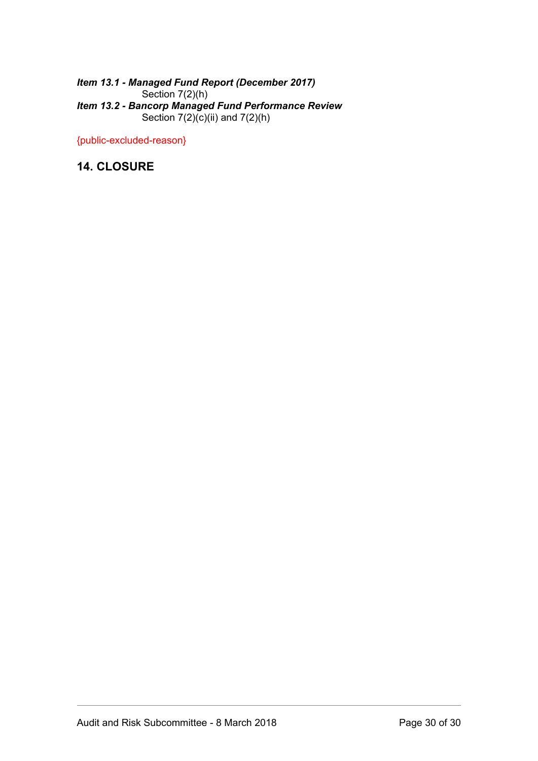***Item 13.1 - Managed Fund Report (December 2017)***
Section 7(2)(h)
***Item 13.2 - Bancorp Managed Fund Performance Review***
Section 7(2)(c)(ii) and 7(2)(h)

{public-excluded-reason}

## 14. CLOSURE